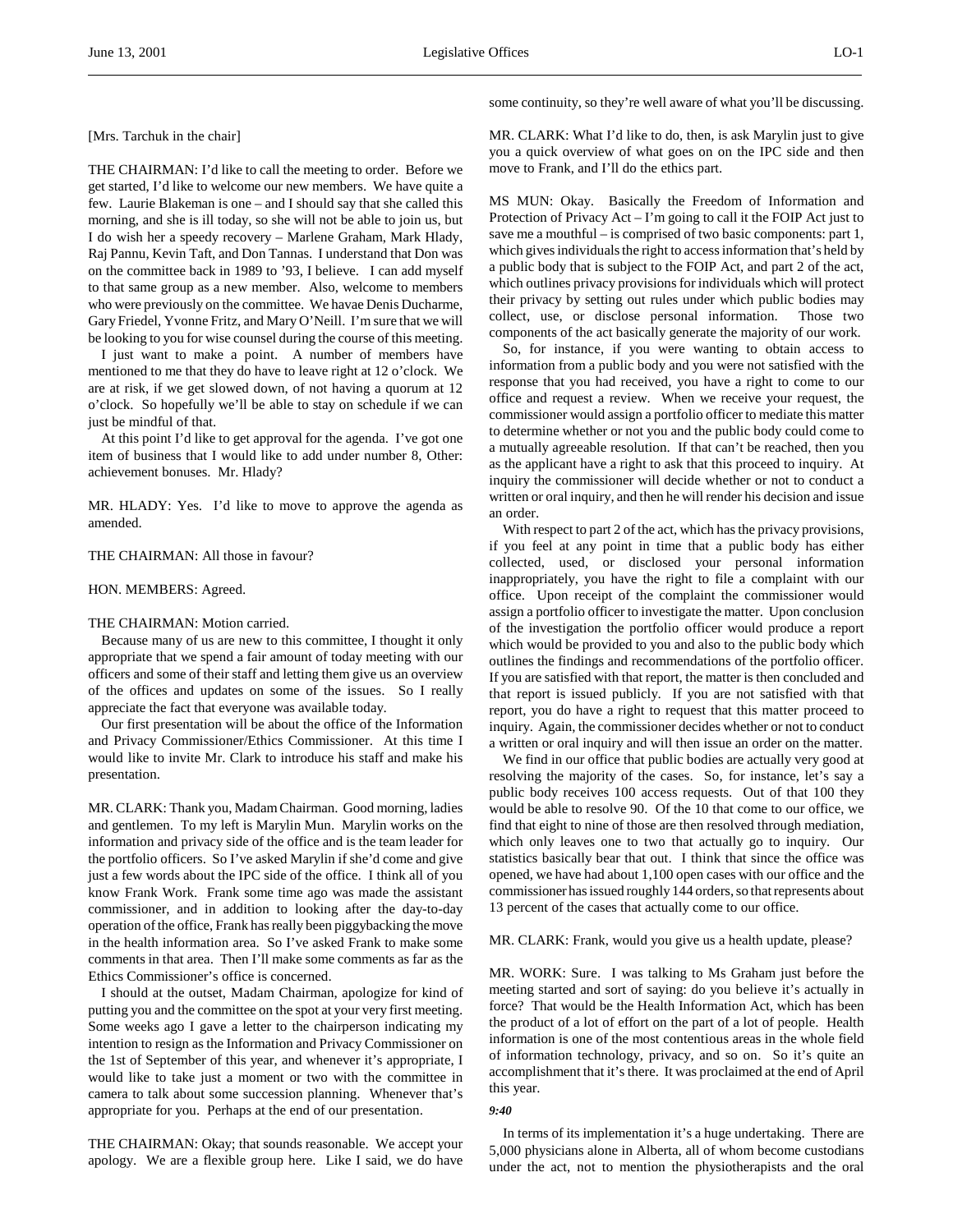[Mrs. Tarchuk in the chair]

THE CHAIRMAN: I'd like to call the meeting to order. Before we get started, I'd like to welcome our new members. We have quite a few. Laurie Blakeman is one – and I should say that she called this morning, and she is ill today, so she will not be able to join us, but I do wish her a speedy recovery – Marlene Graham, Mark Hlady, Raj Pannu, Kevin Taft, and Don Tannas. I understand that Don was on the committee back in 1989 to '93, I believe. I can add myself to that same group as a new member. Also, welcome to members who were previously on the committee. We havae Denis Ducharme, Gary Friedel, Yvonne Fritz, and Mary O'Neill. I'm sure that we will be looking to you for wise counsel during the course of this meeting.

I just want to make a point. A number of members have mentioned to me that they do have to leave right at 12 o'clock. We are at risk, if we get slowed down, of not having a quorum at 12 o'clock. So hopefully we'll be able to stay on schedule if we can just be mindful of that.

At this point I'd like to get approval for the agenda. I've got one item of business that I would like to add under number 8, Other: achievement bonuses. Mr. Hlady?

MR. HLADY: Yes. I'd like to move to approve the agenda as amended.

THE CHAIRMAN: All those in favour?

HON. MEMBERS: Agreed.

THE CHAIRMAN: Motion carried.

Because many of us are new to this committee, I thought it only appropriate that we spend a fair amount of today meeting with our officers and some of their staff and letting them give us an overview of the offices and updates on some of the issues. So I really appreciate the fact that everyone was available today.

Our first presentation will be about the office of the Information and Privacy Commissioner/Ethics Commissioner. At this time I would like to invite Mr. Clark to introduce his staff and make his presentation.

MR. CLARK: Thank you, Madam Chairman. Good morning, ladies and gentlemen. To my left is Marylin Mun. Marylin works on the information and privacy side of the office and is the team leader for the portfolio officers. So I've asked Marylin if she'd come and give just a few words about the IPC side of the office. I think all of you know Frank Work. Frank some time ago was made the assistant commissioner, and in addition to looking after the day-to-day operation of the office, Frank has really been piggybacking the move in the health information area. So I've asked Frank to make some comments in that area. Then I'll make some comments as far as the Ethics Commissioner's office is concerned.

I should at the outset, Madam Chairman, apologize for kind of putting you and the committee on the spot at your very first meeting. Some weeks ago I gave a letter to the chairperson indicating my intention to resign as the Information and Privacy Commissioner on the 1st of September of this year, and whenever it's appropriate, I would like to take just a moment or two with the committee in camera to talk about some succession planning. Whenever that's appropriate for you. Perhaps at the end of our presentation.

THE CHAIRMAN: Okay; that sounds reasonable. We accept your apology. We are a flexible group here. Like I said, we do have some continuity, so they're well aware of what you'll be discussing.

MR. CLARK: What I'd like to do, then, is ask Marylin just to give you a quick overview of what goes on on the IPC side and then move to Frank, and I'll do the ethics part.

MS MUN: Okay. Basically the Freedom of Information and Protection of Privacy Act – I'm going to call it the FOIP Act just to save me a mouthful – is comprised of two basic components: part 1, which gives individuals the right to access information that's held by a public body that is subject to the FOIP Act, and part 2 of the act, which outlines privacy provisions for individuals which will protect their privacy by setting out rules under which public bodies may collect, use, or disclose personal information. Those two components of the act basically generate the majority of our work.

So, for instance, if you were wanting to obtain access to information from a public body and you were not satisfied with the response that you had received, you have a right to come to our office and request a review. When we receive your request, the commissioner would assign a portfolio officer to mediate this matter to determine whether or not you and the public body could come to a mutually agreeable resolution. If that can't be reached, then you as the applicant have a right to ask that this proceed to inquiry. At inquiry the commissioner will decide whether or not to conduct a written or oral inquiry, and then he will render his decision and issue an order.

With respect to part 2 of the act, which has the privacy provisions, if you feel at any point in time that a public body has either collected, used, or disclosed your personal information inappropriately, you have the right to file a complaint with our office. Upon receipt of the complaint the commissioner would assign a portfolio officer to investigate the matter. Upon conclusion of the investigation the portfolio officer would produce a report which would be provided to you and also to the public body which outlines the findings and recommendations of the portfolio officer. If you are satisfied with that report, the matter is then concluded and that report is issued publicly. If you are not satisfied with that report, you do have a right to request that this matter proceed to inquiry. Again, the commissioner decides whether or not to conduct a written or oral inquiry and will then issue an order on the matter.

We find in our office that public bodies are actually very good at resolving the majority of the cases. So, for instance, let's say a public body receives 100 access requests. Out of that 100 they would be able to resolve 90. Of the 10 that come to our office, we find that eight to nine of those are then resolved through mediation, which only leaves one to two that actually go to inquiry. Our statistics basically bear that out. I think that since the office was opened, we have had about 1,100 open cases with our office and the commissioner has issued roughly 144 orders, so that represents about 13 percent of the cases that actually come to our office.

MR. CLARK: Frank, would you give us a health update, please?

MR. WORK: Sure. I was talking to Ms Graham just before the meeting started and sort of saying: do you believe it's actually in force? That would be the Health Information Act, which has been the product of a lot of effort on the part of a lot of people. Health information is one of the most contentious areas in the whole field of information technology, privacy, and so on. So it's quite an accomplishment that it's there. It was proclaimed at the end of April this year.

*9:40*

In terms of its implementation it's a huge undertaking. There are 5,000 physicians alone in Alberta, all of whom become custodians under the act, not to mention the physiotherapists and the oral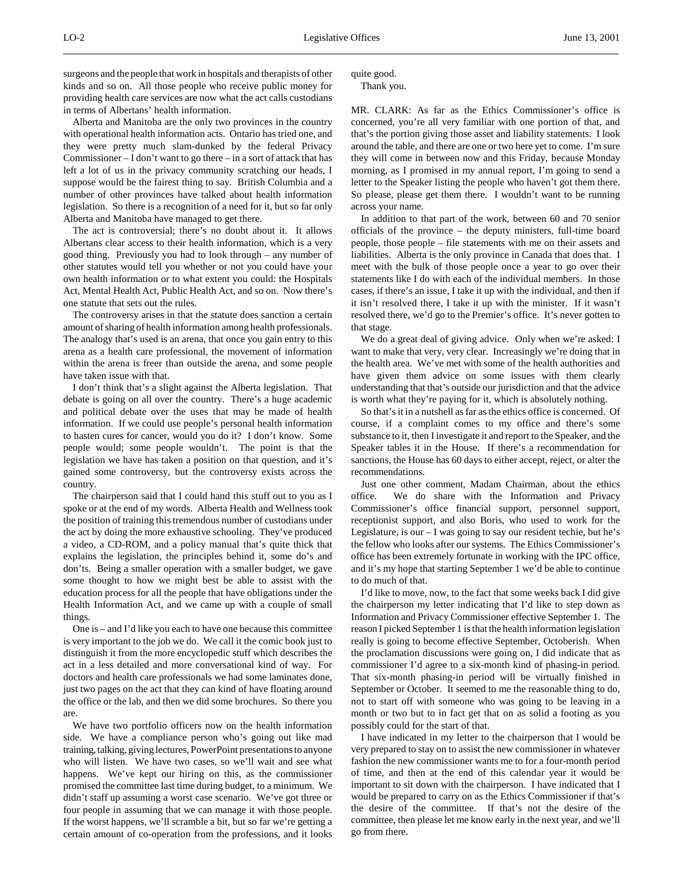surgeons and the people that work in hospitals and therapists of other kinds and so on. All those people who receive public money for providing health care services are now what the act calls custodians in terms of Albertans' health information.

Alberta and Manitoba are the only two provinces in the country with operational health information acts. Ontario has tried one, and they were pretty much slam-dunked by the federal Privacy Commissioner – I don't want to go there – in a sort of attack that has left a lot of us in the privacy community scratching our heads, I suppose would be the fairest thing to say. British Columbia and a number of other provinces have talked about health information legislation. So there is a recognition of a need for it, but so far only Alberta and Manitoba have managed to get there.

The act is controversial; there's no doubt about it. It allows Albertans clear access to their health information, which is a very good thing. Previously you had to look through – any number of other statutes would tell you whether or not you could have your own health information or to what extent you could: the Hospitals Act, Mental Health Act, Public Health Act, and so on. Now there's one statute that sets out the rules.

The controversy arises in that the statute does sanction a certain amount of sharing of health information among health professionals. The analogy that's used is an arena, that once you gain entry to this arena as a health care professional, the movement of information within the arena is freer than outside the arena, and some people have taken issue with that.

I don't think that's a slight against the Alberta legislation. That debate is going on all over the country. There's a huge academic and political debate over the uses that may be made of health information. If we could use people's personal health information to hasten cures for cancer, would you do it? I don't know. Some people would; some people wouldn't. The point is that the legislation we have has taken a position on that question, and it's gained some controversy, but the controversy exists across the country.

The chairperson said that I could hand this stuff out to you as I spoke or at the end of my words. Alberta Health and Wellness took the position of training this tremendous number of custodians under the act by doing the more exhaustive schooling. They've produced a video, a CD-ROM, and a policy manual that's quite thick that explains the legislation, the principles behind it, some do's and don'ts. Being a smaller operation with a smaller budget, we gave some thought to how we might best be able to assist with the education process for all the people that have obligations under the Health Information Act, and we came up with a couple of small things.

One is – and I'd like you each to have one because this committee is very important to the job we do. We call it the comic book just to distinguish it from the more encyclopedic stuff which describes the act in a less detailed and more conversational kind of way. For doctors and health care professionals we had some laminates done, just two pages on the act that they can kind of have floating around the office or the lab, and then we did some brochures. So there you are.

We have two portfolio officers now on the health information side. We have a compliance person who's going out like mad training, talking, giving lectures, PowerPoint presentations to anyone who will listen. We have two cases, so we'll wait and see what happens. We've kept our hiring on this, as the commissioner promised the committee last time during budget, to a minimum. We didn't staff up assuming a worst case scenario. We've got three or four people in assuming that we can manage it with those people. If the worst happens, we'll scramble a bit, but so far we're getting a certain amount of co-operation from the professions, and it looks quite good.

Thank you.

MR. CLARK: As far as the Ethics Commissioner's office is concerned, you're all very familiar with one portion of that, and that's the portion giving those asset and liability statements. I look around the table, and there are one or two here yet to come. I'm sure they will come in between now and this Friday, because Monday morning, as I promised in my annual report, I'm going to send a letter to the Speaker listing the people who haven't got them there. So please, please get them there. I wouldn't want to be running across your name.

In addition to that part of the work, between 60 and 70 senior officials of the province – the deputy ministers, full-time board people, those people – file statements with me on their assets and liabilities. Alberta is the only province in Canada that does that. I meet with the bulk of those people once a year to go over their statements like I do with each of the individual members. In those cases, if there's an issue, I take it up with the individual, and then if it isn't resolved there, I take it up with the minister. If it wasn't resolved there, we'd go to the Premier's office. It's never gotten to that stage.

We do a great deal of giving advice. Only when we're asked: I want to make that very, very clear. Increasingly we're doing that in the health area. We've met with some of the health authorities and have given them advice on some issues with them clearly understanding that that's outside our jurisdiction and that the advice is worth what they're paying for it, which is absolutely nothing.

So that's it in a nutshell as far as the ethics office is concerned. Of course, if a complaint comes to my office and there's some substance to it, then I investigate it and report to the Speaker, and the Speaker tables it in the House. If there's a recommendation for sanctions, the House has 60 days to either accept, reject, or alter the recommendations.

Just one other comment, Madam Chairman, about the ethics office. We do share with the Information and Privacy Commissioner's office financial support, personnel support, receptionist support, and also Boris, who used to work for the Legislature, is our – I was going to say our resident techie, but he's the fellow who looks after our systems. The Ethics Commissioner's office has been extremely fortunate in working with the IPC office, and it's my hope that starting September 1 we'd be able to continue to do much of that.

I'd like to move, now, to the fact that some weeks back I did give the chairperson my letter indicating that I'd like to step down as Information and Privacy Commissioner effective September 1. The reason I picked September 1 is that the health information legislation really is going to become effective September, Octoberish. When the proclamation discussions were going on, I did indicate that as commissioner I'd agree to a six-month kind of phasing-in period. That six-month phasing-in period will be virtually finished in September or October. It seemed to me the reasonable thing to do, not to start off with someone who was going to be leaving in a month or two but to in fact get that on as solid a footing as you possibly could for the start of that.

I have indicated in my letter to the chairperson that I would be very prepared to stay on to assist the new commissioner in whatever fashion the new commissioner wants me to for a four-month period of time, and then at the end of this calendar year it would be important to sit down with the chairperson. I have indicated that I would be prepared to carry on as the Ethics Commissioner if that's the desire of the committee. If that's not the desire of the committee, then please let me know early in the next year, and we'll go from there.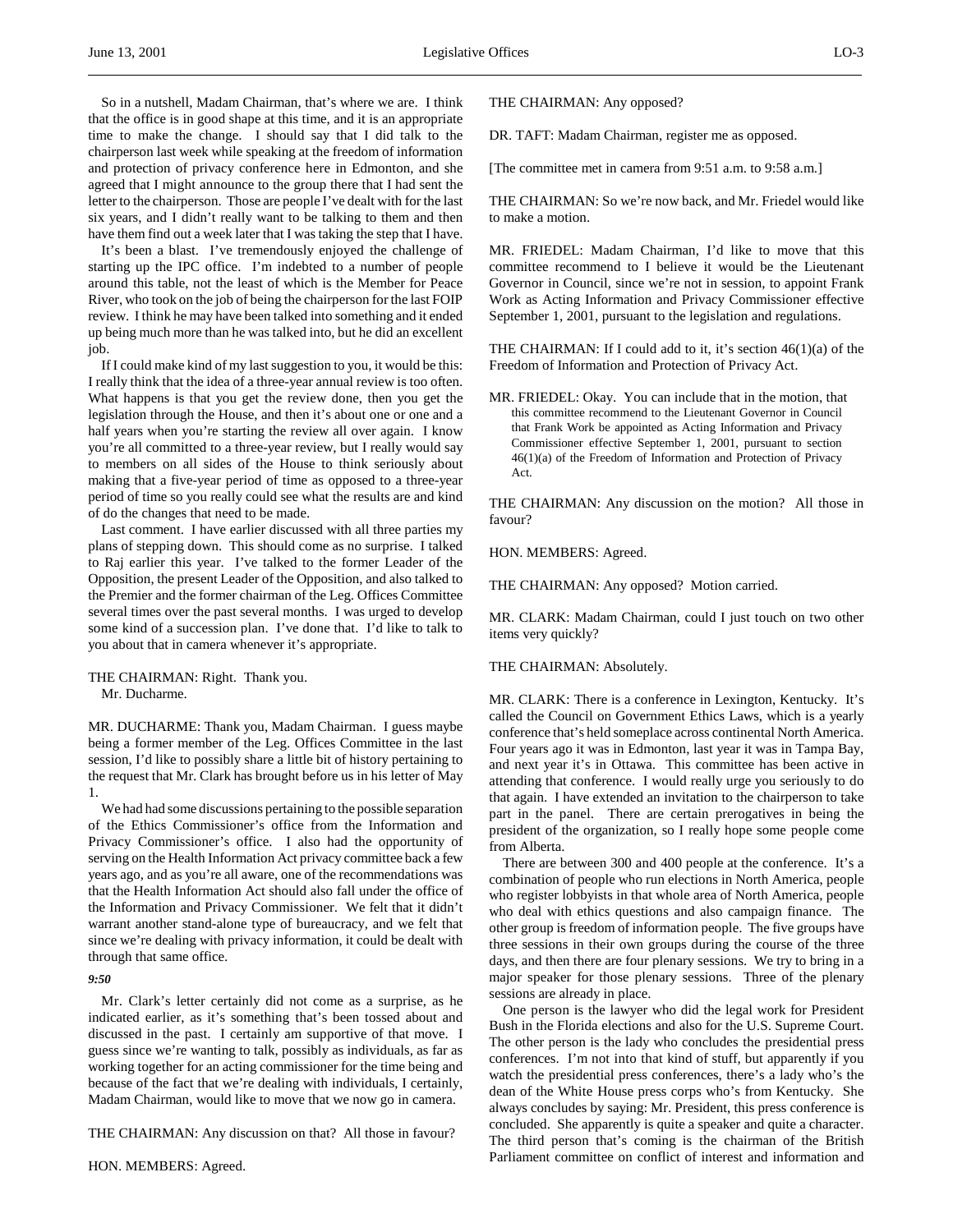So in a nutshell, Madam Chairman, that's where we are. I think that the office is in good shape at this time, and it is an appropriate time to make the change. I should say that I did talk to the chairperson last week while speaking at the freedom of information and protection of privacy conference here in Edmonton, and she agreed that I might announce to the group there that I had sent the letter to the chairperson. Those are people I've dealt with for the last six years, and I didn't really want to be talking to them and then have them find out a week later that I was taking the step that I have.

It's been a blast. I've tremendously enjoyed the challenge of starting up the IPC office. I'm indebted to a number of people around this table, not the least of which is the Member for Peace River, who took on the job of being the chairperson for the last FOIP review. I think he may have been talked into something and it ended up being much more than he was talked into, but he did an excellent job.

If I could make kind of my last suggestion to you, it would be this: I really think that the idea of a three-year annual review is too often. What happens is that you get the review done, then you get the legislation through the House, and then it's about one or one and a half years when you're starting the review all over again. I know you're all committed to a three-year review, but I really would say to members on all sides of the House to think seriously about making that a five-year period of time as opposed to a three-year period of time so you really could see what the results are and kind of do the changes that need to be made.

Last comment. I have earlier discussed with all three parties my plans of stepping down. This should come as no surprise. I talked to Raj earlier this year. I've talked to the former Leader of the Opposition, the present Leader of the Opposition, and also talked to the Premier and the former chairman of the Leg. Offices Committee several times over the past several months. I was urged to develop some kind of a succession plan. I've done that. I'd like to talk to you about that in camera whenever it's appropriate.

THE CHAIRMAN: Right. Thank you.
Mr. Ducharme.

MR. DUCHARME: Thank you, Madam Chairman. I guess maybe being a former member of the Leg. Offices Committee in the last session, I'd like to possibly share a little bit of history pertaining to the request that Mr. Clark has brought before us in his letter of May 1.

We had had some discussions pertaining to the possible separation of the Ethics Commissioner's office from the Information and Privacy Commissioner's office. I also had the opportunity of serving on the Health Information Act privacy committee back a few years ago, and as you're all aware, one of the recommendations was that the Health Information Act should also fall under the office of the Information and Privacy Commissioner. We felt that it didn't warrant another stand-alone type of bureaucracy, and we felt that since we're dealing with privacy information, it could be dealt with through that same office.

*9:50*

Mr. Clark's letter certainly did not come as a surprise, as he indicated earlier, as it's something that's been tossed about and discussed in the past. I certainly am supportive of that move. I guess since we're wanting to talk, possibly as individuals, as far as working together for an acting commissioner for the time being and because of the fact that we're dealing with individuals, I certainly, Madam Chairman, would like to move that we now go in camera.

THE CHAIRMAN: Any discussion on that? All those in favour?

HON. MEMBERS: Agreed.

THE CHAIRMAN: Any opposed?

DR. TAFT: Madam Chairman, register me as opposed.

[The committee met in camera from 9:51 a.m. to 9:58 a.m.]

THE CHAIRMAN: So we're now back, and Mr. Friedel would like to make a motion.

MR. FRIEDEL: Madam Chairman, I'd like to move that this committee recommend to I believe it would be the Lieutenant Governor in Council, since we're not in session, to appoint Frank Work as Acting Information and Privacy Commissioner effective September 1, 2001, pursuant to the legislation and regulations.

THE CHAIRMAN: If I could add to it, it's section 46(1)(a) of the Freedom of Information and Protection of Privacy Act.

MR. FRIEDEL: Okay. You can include that in the motion, that

> this committee recommend to the Lieutenant Governor in Council that Frank Work be appointed as Acting Information and Privacy Commissioner effective September 1, 2001, pursuant to section 46(1)(a) of the Freedom of Information and Protection of Privacy Act.

THE CHAIRMAN: Any discussion on the motion? All those in favour?

HON. MEMBERS: Agreed.

THE CHAIRMAN: Any opposed? Motion carried.

MR. CLARK: Madam Chairman, could I just touch on two other items very quickly?

THE CHAIRMAN: Absolutely.

MR. CLARK: There is a conference in Lexington, Kentucky. It's called the Council on Government Ethics Laws, which is a yearly conference that's held someplace across continental North America. Four years ago it was in Edmonton, last year it was in Tampa Bay, and next year it's in Ottawa. This committee has been active in attending that conference. I would really urge you seriously to do that again. I have extended an invitation to the chairperson to take part in the panel. There are certain prerogatives in being the president of the organization, so I really hope some people come from Alberta.

There are between 300 and 400 people at the conference. It's a combination of people who run elections in North America, people who register lobbyists in that whole area of North America, people who deal with ethics questions and also campaign finance. The other group is freedom of information people. The five groups have three sessions in their own groups during the course of the three days, and then there are four plenary sessions. We try to bring in a major speaker for those plenary sessions. Three of the plenary sessions are already in place.

One person is the lawyer who did the legal work for President Bush in the Florida elections and also for the U.S. Supreme Court. The other person is the lady who concludes the presidential press conferences. I'm not into that kind of stuff, but apparently if you watch the presidential press conferences, there's a lady who's the dean of the White House press corps who's from Kentucky. She always concludes by saying: Mr. President, this press conference is concluded. She apparently is quite a speaker and quite a character. The third person that's coming is the chairman of the British Parliament committee on conflict of interest and information and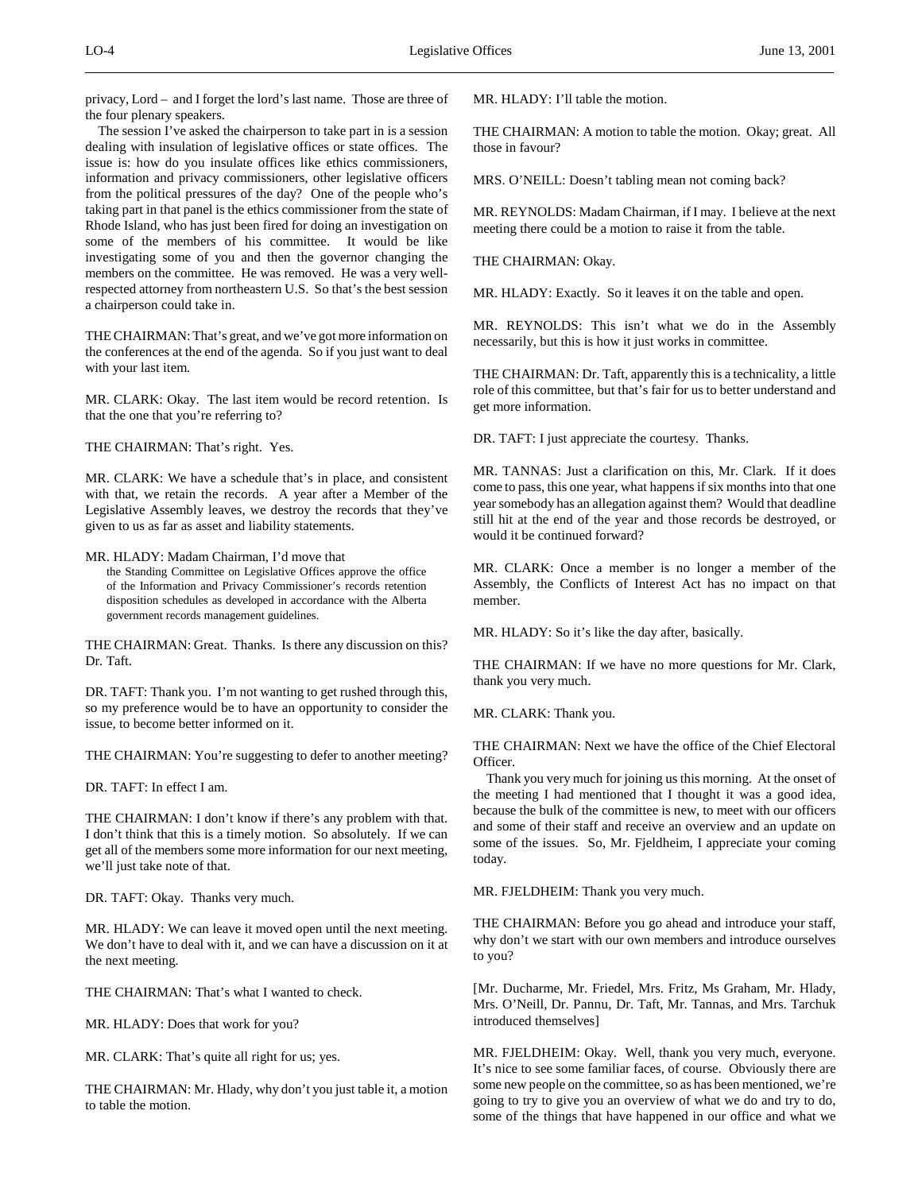privacy, Lord – and I forget the lord's last name. Those are three of the four plenary speakers.

The session I've asked the chairperson to take part in is a session dealing with insulation of legislative offices or state offices. The issue is: how do you insulate offices like ethics commissioners, information and privacy commissioners, other legislative officers from the political pressures of the day? One of the people who's taking part in that panel is the ethics commissioner from the state of Rhode Island, who has just been fired for doing an investigation on some of the members of his committee. It would be like investigating some of you and then the governor changing the members on the committee. He was removed. He was a very well-respected attorney from northeastern U.S. So that's the best session a chairperson could take in.

THE CHAIRMAN: That's great, and we've got more information on the conferences at the end of the agenda. So if you just want to deal with your last item.

MR. CLARK: Okay. The last item would be record retention. Is that the one that you're referring to?

THE CHAIRMAN: That's right. Yes.

MR. CLARK: We have a schedule that's in place, and consistent with that, we retain the records. A year after a Member of the Legislative Assembly leaves, we destroy the records that they've given to us as far as asset and liability statements.

MR. HLADY: Madam Chairman, I'd move that

> the Standing Committee on Legislative Offices approve the office of the Information and Privacy Commissioner's records retention disposition schedules as developed in accordance with the Alberta government records management guidelines.

THE CHAIRMAN: Great. Thanks. Is there any discussion on this? Dr. Taft.

DR. TAFT: Thank you. I'm not wanting to get rushed through this, so my preference would be to have an opportunity to consider the issue, to become better informed on it.

THE CHAIRMAN: You're suggesting to defer to another meeting?

DR. TAFT: In effect I am.

THE CHAIRMAN: I don't know if there's any problem with that. I don't think that this is a timely motion. So absolutely. If we can get all of the members some more information for our next meeting, we'll just take note of that.

DR. TAFT: Okay. Thanks very much.

MR. HLADY: We can leave it moved open until the next meeting. We don't have to deal with it, and we can have a discussion on it at the next meeting.

THE CHAIRMAN: That's what I wanted to check.

MR. HLADY: Does that work for you?

MR. CLARK: That's quite all right for us; yes.

THE CHAIRMAN: Mr. Hlady, why don't you just table it, a motion to table the motion.

MR. HLADY: I'll table the motion.

THE CHAIRMAN: A motion to table the motion. Okay; great. All those in favour?

MRS. O'NEILL: Doesn't tabling mean not coming back?

MR. REYNOLDS: Madam Chairman, if I may. I believe at the next meeting there could be a motion to raise it from the table.

THE CHAIRMAN: Okay.

MR. HLADY: Exactly. So it leaves it on the table and open.

MR. REYNOLDS: This isn't what we do in the Assembly necessarily, but this is how it just works in committee.

THE CHAIRMAN: Dr. Taft, apparently this is a technicality, a little role of this committee, but that's fair for us to better understand and get more information.

DR. TAFT: I just appreciate the courtesy. Thanks.

MR. TANNAS: Just a clarification on this, Mr. Clark. If it does come to pass, this one year, what happens if six months into that one year somebody has an allegation against them? Would that deadline still hit at the end of the year and those records be destroyed, or would it be continued forward?

MR. CLARK: Once a member is no longer a member of the Assembly, the Conflicts of Interest Act has no impact on that member.

MR. HLADY: So it's like the day after, basically.

THE CHAIRMAN: If we have no more questions for Mr. Clark, thank you very much.

MR. CLARK: Thank you.

THE CHAIRMAN: Next we have the office of the Chief Electoral Officer.

Thank you very much for joining us this morning. At the onset of the meeting I had mentioned that I thought it was a good idea, because the bulk of the committee is new, to meet with our officers and some of their staff and receive an overview and an update on some of the issues. So, Mr. Fjeldheim, I appreciate your coming today.

MR. FJELDHEIM: Thank you very much.

THE CHAIRMAN: Before you go ahead and introduce your staff, why don't we start with our own members and introduce ourselves to you?

[Mr. Ducharme, Mr. Friedel, Mrs. Fritz, Ms Graham, Mr. Hlady, Mrs. O'Neill, Dr. Pannu, Dr. Taft, Mr. Tannas, and Mrs. Tarchuk introduced themselves]

MR. FJELDHEIM: Okay. Well, thank you very much, everyone. It's nice to see some familiar faces, of course. Obviously there are some new people on the committee, so as has been mentioned, we're going to try to give you an overview of what we do and try to do, some of the things that have happened in our office and what we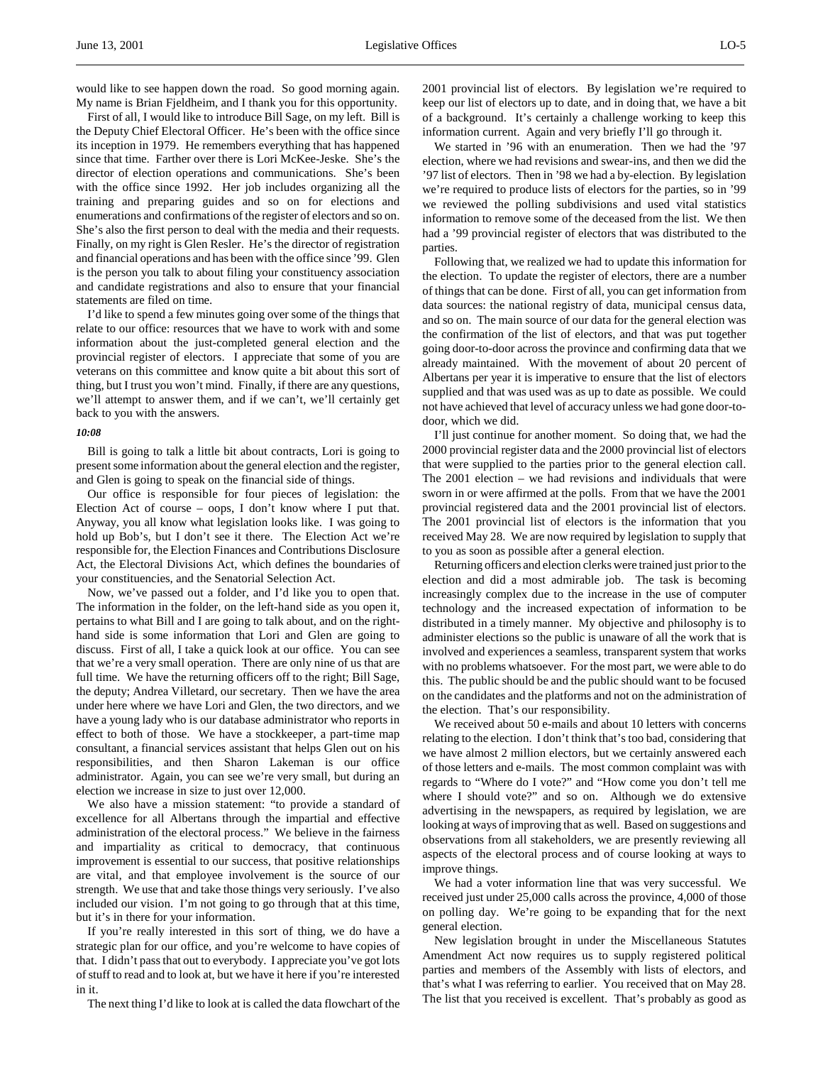would like to see happen down the road. So good morning again. My name is Brian Fjeldheim, and I thank you for this opportunity.

First of all, I would like to introduce Bill Sage, on my left. Bill is the Deputy Chief Electoral Officer. He's been with the office since its inception in 1979. He remembers everything that has happened since that time. Farther over there is Lori McKee-Jeske. She's the director of election operations and communications. She's been with the office since 1992. Her job includes organizing all the training and preparing guides and so on for elections and enumerations and confirmations of the register of electors and so on. She's also the first person to deal with the media and their requests. Finally, on my right is Glen Resler. He's the director of registration and financial operations and has been with the office since '99. Glen is the person you talk to about filing your constituency association and candidate registrations and also to ensure that your financial statements are filed on time.

I'd like to spend a few minutes going over some of the things that relate to our office: resources that we have to work with and some information about the just-completed general election and the provincial register of electors. I appreciate that some of you are veterans on this committee and know quite a bit about this sort of thing, but I trust you won't mind. Finally, if there are any questions, we'll attempt to answer them, and if we can't, we'll certainly get back to you with the answers.

*10:08*

Bill is going to talk a little bit about contracts, Lori is going to present some information about the general election and the register, and Glen is going to speak on the financial side of things.

Our office is responsible for four pieces of legislation: the Election Act of course – oops, I don't know where I put that. Anyway, you all know what legislation looks like. I was going to hold up Bob's, but I don't see it there. The Election Act we're responsible for, the Election Finances and Contributions Disclosure Act, the Electoral Divisions Act, which defines the boundaries of your constituencies, and the Senatorial Selection Act.

Now, we've passed out a folder, and I'd like you to open that. The information in the folder, on the left-hand side as you open it, pertains to what Bill and I are going to talk about, and on the right-hand side is some information that Lori and Glen are going to discuss. First of all, I take a quick look at our office. You can see that we're a very small operation. There are only nine of us that are full time. We have the returning officers off to the right; Bill Sage, the deputy; Andrea Villetard, our secretary. Then we have the area under here where we have Lori and Glen, the two directors, and we have a young lady who is our database administrator who reports in effect to both of those. We have a stockkeeper, a part-time map consultant, a financial services assistant that helps Glen out on his responsibilities, and then Sharon Lakeman is our office administrator. Again, you can see we're very small, but during an election we increase in size to just over 12,000.

We also have a mission statement: "to provide a standard of excellence for all Albertans through the impartial and effective administration of the electoral process." We believe in the fairness and impartiality as critical to democracy, that continuous improvement is essential to our success, that positive relationships are vital, and that employee involvement is the source of our strength. We use that and take those things very seriously. I've also included our vision. I'm not going to go through that at this time, but it's in there for your information.

If you're really interested in this sort of thing, we do have a strategic plan for our office, and you're welcome to have copies of that. I didn't pass that out to everybody. I appreciate you've got lots of stuff to read and to look at, but we have it here if you're interested in it.

The next thing I'd like to look at is called the data flowchart of the 2001 provincial list of electors. By legislation we're required to keep our list of electors up to date, and in doing that, we have a bit of a background. It's certainly a challenge working to keep this information current. Again and very briefly I'll go through it.

We started in '96 with an enumeration. Then we had the '97 election, where we had revisions and swear-ins, and then we did the '97 list of electors. Then in '98 we had a by-election. By legislation we're required to produce lists of electors for the parties, so in '99 we reviewed the polling subdivisions and used vital statistics information to remove some of the deceased from the list. We then had a '99 provincial register of electors that was distributed to the parties.

Following that, we realized we had to update this information for the election. To update the register of electors, there are a number of things that can be done. First of all, you can get information from data sources: the national registry of data, municipal census data, and so on. The main source of our data for the general election was the confirmation of the list of electors, and that was put together going door-to-door across the province and confirming data that we already maintained. With the movement of about 20 percent of Albertans per year it is imperative to ensure that the list of electors supplied and that was used was as up to date as possible. We could not have achieved that level of accuracy unless we had gone door-to-door, which we did.

I'll just continue for another moment. So doing that, we had the 2000 provincial register data and the 2000 provincial list of electors that were supplied to the parties prior to the general election call. The 2001 election – we had revisions and individuals that were sworn in or were affirmed at the polls. From that we have the 2001 provincial registered data and the 2001 provincial list of electors. The 2001 provincial list of electors is the information that you received May 28. We are now required by legislation to supply that to you as soon as possible after a general election.

Returning officers and election clerks were trained just prior to the election and did a most admirable job. The task is becoming increasingly complex due to the increase in the use of computer technology and the increased expectation of information to be distributed in a timely manner. My objective and philosophy is to administer elections so the public is unaware of all the work that is involved and experiences a seamless, transparent system that works with no problems whatsoever. For the most part, we were able to do this. The public should be and the public should want to be focused on the candidates and the platforms and not on the administration of the election. That's our responsibility.

We received about 50 e-mails and about 10 letters with concerns relating to the election. I don't think that's too bad, considering that we have almost 2 million electors, but we certainly answered each of those letters and e-mails. The most common complaint was with regards to "Where do I vote?" and "How come you don't tell me where I should vote?" and so on. Although we do extensive advertising in the newspapers, as required by legislation, we are looking at ways of improving that as well. Based on suggestions and observations from all stakeholders, we are presently reviewing all aspects of the electoral process and of course looking at ways to improve things.

We had a voter information line that was very successful. We received just under 25,000 calls across the province, 4,000 of those on polling day. We're going to be expanding that for the next general election.

New legislation brought in under the Miscellaneous Statutes Amendment Act now requires us to supply registered political parties and members of the Assembly with lists of electors, and that's what I was referring to earlier. You received that on May 28. The list that you received is excellent. That's probably as good as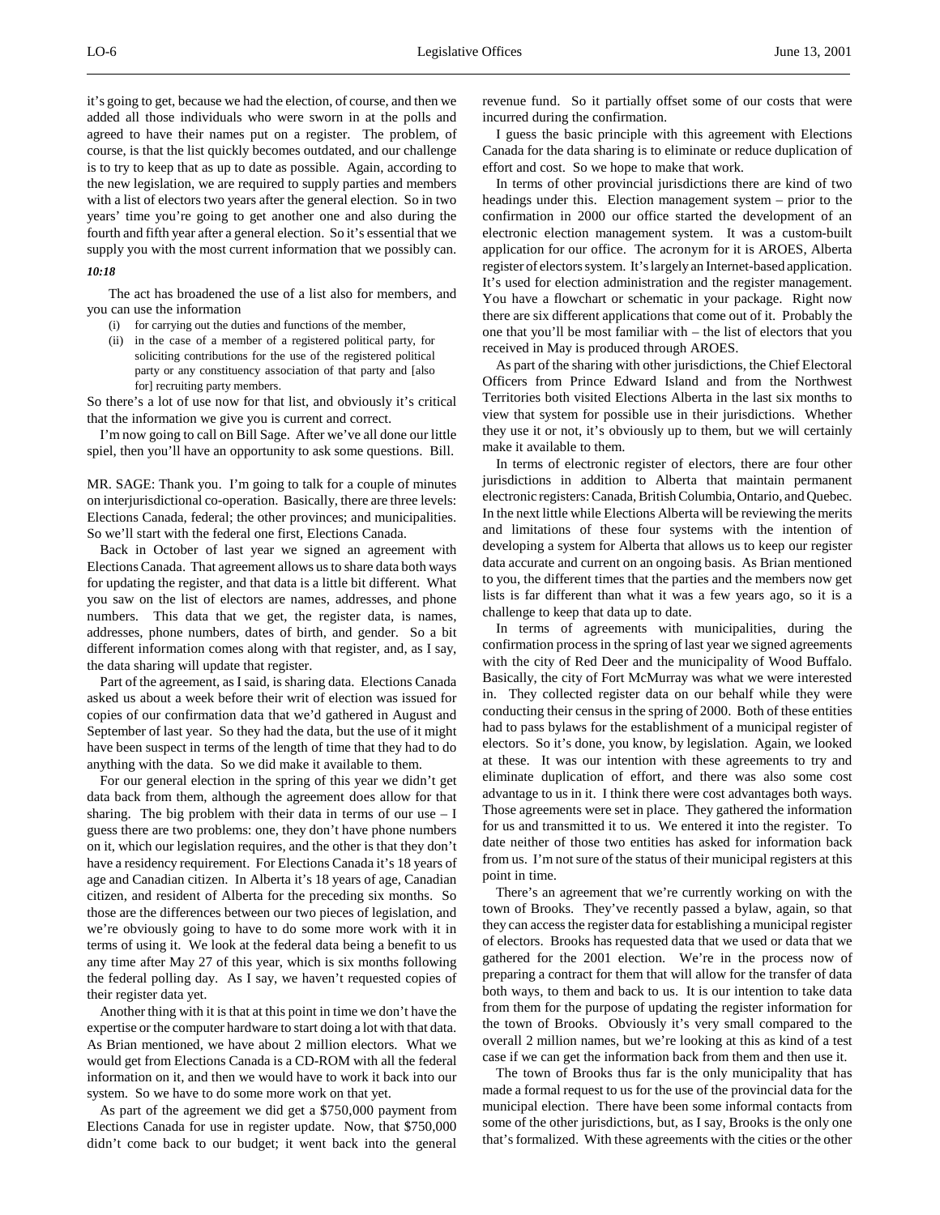it's going to get, because we had the election, of course, and then we added all those individuals who were sworn in at the polls and agreed to have their names put on a register. The problem, of course, is that the list quickly becomes outdated, and our challenge is to try to keep that as up to date as possible. Again, according to the new legislation, we are required to supply parties and members with a list of electors two years after the general election. So in two years' time you're going to get another one and also during the fourth and fifth year after a general election. So it's essential that we supply you with the most current information that we possibly can.

*10:18*

The act has broadened the use of a list also for members, and you can use the information

(i) for carrying out the duties and functions of the member,
(ii) in the case of a member of a registered political party, for soliciting contributions for the use of the registered political party or any constituency association of that party and [also for] recruiting party members.

So there's a lot of use now for that list, and obviously it's critical that the information we give you is current and correct.

I'm now going to call on Bill Sage. After we've all done our little spiel, then you'll have an opportunity to ask some questions. Bill.

MR. SAGE: Thank you. I'm going to talk for a couple of minutes on interjurisdictional co-operation. Basically, there are three levels: Elections Canada, federal; the other provinces; and municipalities. So we'll start with the federal one first, Elections Canada.

Back in October of last year we signed an agreement with Elections Canada. That agreement allows us to share data both ways for updating the register, and that data is a little bit different. What you saw on the list of electors are names, addresses, and phone numbers. This data that we get, the register data, is names, addresses, phone numbers, dates of birth, and gender. So a bit different information comes along with that register, and, as I say, the data sharing will update that register.

Part of the agreement, as I said, is sharing data. Elections Canada asked us about a week before their writ of election was issued for copies of our confirmation data that we'd gathered in August and September of last year. So they had the data, but the use of it might have been suspect in terms of the length of time that they had to do anything with the data. So we did make it available to them.

For our general election in the spring of this year we didn't get data back from them, although the agreement does allow for that sharing. The big problem with their data in terms of our use – I guess there are two problems: one, they don't have phone numbers on it, which our legislation requires, and the other is that they don't have a residency requirement. For Elections Canada it's 18 years of age and Canadian citizen. In Alberta it's 18 years of age, Canadian citizen, and resident of Alberta for the preceding six months. So those are the differences between our two pieces of legislation, and we're obviously going to have to do some more work with it in terms of using it. We look at the federal data being a benefit to us any time after May 27 of this year, which is six months following the federal polling day. As I say, we haven't requested copies of their register data yet.

Another thing with it is that at this point in time we don't have the expertise or the computer hardware to start doing a lot with that data. As Brian mentioned, we have about 2 million electors. What we would get from Elections Canada is a CD-ROM with all the federal information on it, and then we would have to work it back into our system. So we have to do some more work on that yet.

As part of the agreement we did get a $750,000 payment from Elections Canada for use in register update. Now, that $750,000 didn't come back to our budget; it went back into the general revenue fund. So it partially offset some of our costs that were incurred during the confirmation.

I guess the basic principle with this agreement with Elections Canada for the data sharing is to eliminate or reduce duplication of effort and cost. So we hope to make that work.

In terms of other provincial jurisdictions there are kind of two headings under this. Election management system – prior to the confirmation in 2000 our office started the development of an electronic election management system. It was a custom-built application for our office. The acronym for it is AROES, Alberta register of electors system. It's largely an Internet-based application. It's used for election administration and the register management. You have a flowchart or schematic in your package. Right now there are six different applications that come out of it. Probably the one that you'll be most familiar with – the list of electors that you received in May is produced through AROES.

As part of the sharing with other jurisdictions, the Chief Electoral Officers from Prince Edward Island and from the Northwest Territories both visited Elections Alberta in the last six months to view that system for possible use in their jurisdictions. Whether they use it or not, it's obviously up to them, but we will certainly make it available to them.

In terms of electronic register of electors, there are four other jurisdictions in addition to Alberta that maintain permanent electronic registers: Canada, British Columbia, Ontario, and Quebec. In the next little while Elections Alberta will be reviewing the merits and limitations of these four systems with the intention of developing a system for Alberta that allows us to keep our register data accurate and current on an ongoing basis. As Brian mentioned to you, the different times that the parties and the members now get lists is far different than what it was a few years ago, so it is a challenge to keep that data up to date.

In terms of agreements with municipalities, during the confirmation process in the spring of last year we signed agreements with the city of Red Deer and the municipality of Wood Buffalo. Basically, the city of Fort McMurray was what we were interested in. They collected register data on our behalf while they were conducting their census in the spring of 2000. Both of these entities had to pass bylaws for the establishment of a municipal register of electors. So it's done, you know, by legislation. Again, we looked at these. It was our intention with these agreements to try and eliminate duplication of effort, and there was also some cost advantage to us in it. I think there were cost advantages both ways. Those agreements were set in place. They gathered the information for us and transmitted it to us. We entered it into the register. To date neither of those two entities has asked for information back from us. I'm not sure of the status of their municipal registers at this point in time.

There's an agreement that we're currently working on with the town of Brooks. They've recently passed a bylaw, again, so that they can access the register data for establishing a municipal register of electors. Brooks has requested data that we used or data that we gathered for the 2001 election. We're in the process now of preparing a contract for them that will allow for the transfer of data both ways, to them and back to us. It is our intention to take data from them for the purpose of updating the register information for the town of Brooks. Obviously it's very small compared to the overall 2 million names, but we're looking at this as kind of a test case if we can get the information back from them and then use it.

The town of Brooks thus far is the only municipality that has made a formal request to us for the use of the provincial data for the municipal election. There have been some informal contacts from some of the other jurisdictions, but, as I say, Brooks is the only one that's formalized. With these agreements with the cities or the other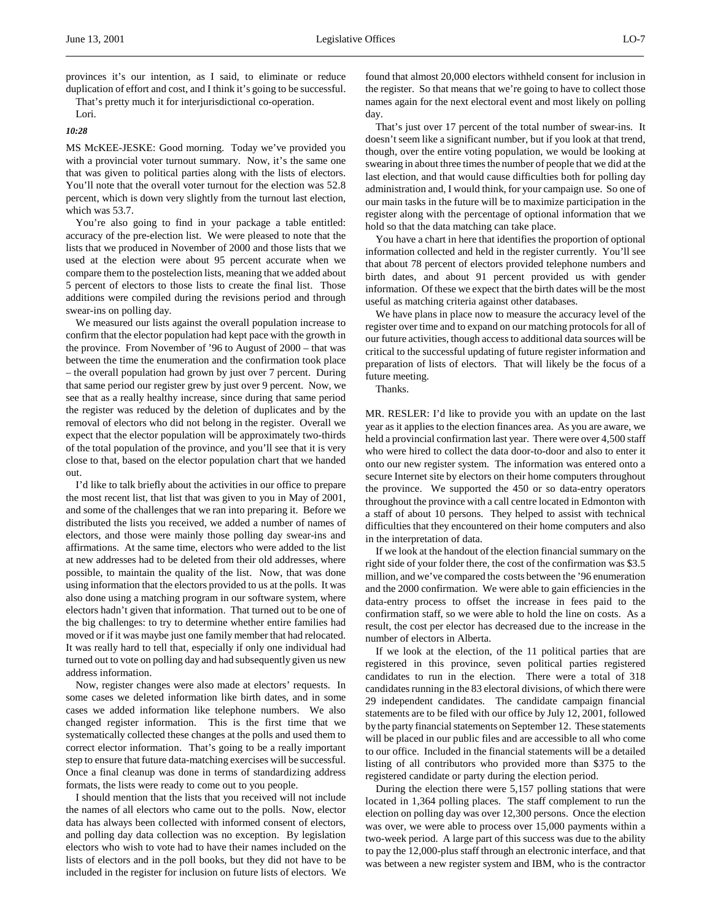provinces it's our intention, as I said, to eliminate or reduce duplication of effort and cost, and I think it's going to be successful.

That's pretty much it for interjurisdictional co-operation.

Lori.

*10:28*

MS McKEE-JESKE: Good morning. Today we've provided you with a provincial voter turnout summary. Now, it's the same one that was given to political parties along with the lists of electors. You'll note that the overall voter turnout for the election was 52.8 percent, which is down very slightly from the turnout last election, which was 53.7.

You're also going to find in your package a table entitled: accuracy of the pre-election list. We were pleased to note that the lists that we produced in November of 2000 and those lists that we used at the election were about 95 percent accurate when we compare them to the postelection lists, meaning that we added about 5 percent of electors to those lists to create the final list. Those additions were compiled during the revisions period and through swear-ins on polling day.

We measured our lists against the overall population increase to confirm that the elector population had kept pace with the growth in the province. From November of '96 to August of 2000 – that was between the time the enumeration and the confirmation took place – the overall population had grown by just over 7 percent. During that same period our register grew by just over 9 percent. Now, we see that as a really healthy increase, since during that same period the register was reduced by the deletion of duplicates and by the removal of electors who did not belong in the register. Overall we expect that the elector population will be approximately two-thirds of the total population of the province, and you'll see that it is very close to that, based on the elector population chart that we handed out.

I'd like to talk briefly about the activities in our office to prepare the most recent list, that list that was given to you in May of 2001, and some of the challenges that we ran into preparing it. Before we distributed the lists you received, we added a number of names of electors, and those were mainly those polling day swear-ins and affirmations. At the same time, electors who were added to the list at new addresses had to be deleted from their old addresses, where possible, to maintain the quality of the list. Now, that was done using information that the electors provided to us at the polls. It was also done using a matching program in our software system, where electors hadn't given that information. That turned out to be one of the big challenges: to try to determine whether entire families had moved or if it was maybe just one family member that had relocated. It was really hard to tell that, especially if only one individual had turned out to vote on polling day and had subsequently given us new address information.

Now, register changes were also made at electors' requests. In some cases we deleted information like birth dates, and in some cases we added information like telephone numbers. We also changed register information. This is the first time that we systematically collected these changes at the polls and used them to correct elector information. That's going to be a really important step to ensure that future data-matching exercises will be successful. Once a final cleanup was done in terms of standardizing address formats, the lists were ready to come out to you people.

I should mention that the lists that you received will not include the names of all electors who came out to the polls. Now, elector data has always been collected with informed consent of electors, and polling day data collection was no exception. By legislation electors who wish to vote had to have their names included on the lists of electors and in the poll books, but they did not have to be included in the register for inclusion on future lists of electors. We found that almost 20,000 electors withheld consent for inclusion in the register. So that means that we're going to have to collect those names again for the next electoral event and most likely on polling day.

That's just over 17 percent of the total number of swear-ins. It doesn't seem like a significant number, but if you look at that trend, though, over the entire voting population, we would be looking at swearing in about three times the number of people that we did at the last election, and that would cause difficulties both for polling day administration and, I would think, for your campaign use. So one of our main tasks in the future will be to maximize participation in the register along with the percentage of optional information that we hold so that the data matching can take place.

You have a chart in here that identifies the proportion of optional information collected and held in the register currently. You'll see that about 78 percent of electors provided telephone numbers and birth dates, and about 91 percent provided us with gender information. Of these we expect that the birth dates will be the most useful as matching criteria against other databases.

We have plans in place now to measure the accuracy level of the register over time and to expand on our matching protocols for all of our future activities, though access to additional data sources will be critical to the successful updating of future register information and preparation of lists of electors. That will likely be the focus of a future meeting.

Thanks.

MR. RESLER: I'd like to provide you with an update on the last year as it applies to the election finances area. As you are aware, we held a provincial confirmation last year. There were over 4,500 staff who were hired to collect the data door-to-door and also to enter it onto our new register system. The information was entered onto a secure Internet site by electors on their home computers throughout the province. We supported the 450 or so data-entry operators throughout the province with a call centre located in Edmonton with a staff of about 10 persons. They helped to assist with technical difficulties that they encountered on their home computers and also in the interpretation of data.

If we look at the handout of the election financial summary on the right side of your folder there, the cost of the confirmation was $3.5 million, and we've compared the costs between the '96 enumeration and the 2000 confirmation. We were able to gain efficiencies in the data-entry process to offset the increase in fees paid to the confirmation staff, so we were able to hold the line on costs. As a result, the cost per elector has decreased due to the increase in the number of electors in Alberta.

If we look at the election, of the 11 political parties that are registered in this province, seven political parties registered candidates to run in the election. There were a total of 318 candidates running in the 83 electoral divisions, of which there were 29 independent candidates. The candidate campaign financial statements are to be filed with our office by July 12, 2001, followed by the party financial statements on September 12. These statements will be placed in our public files and are accessible to all who come to our office. Included in the financial statements will be a detailed listing of all contributors who provided more than $375 to the registered candidate or party during the election period.

During the election there were 5,157 polling stations that were located in 1,364 polling places. The staff complement to run the election on polling day was over 12,300 persons. Once the election was over, we were able to process over 15,000 payments within a two-week period. A large part of this success was due to the ability to pay the 12,000-plus staff through an electronic interface, and that was between a new register system and IBM, who is the contractor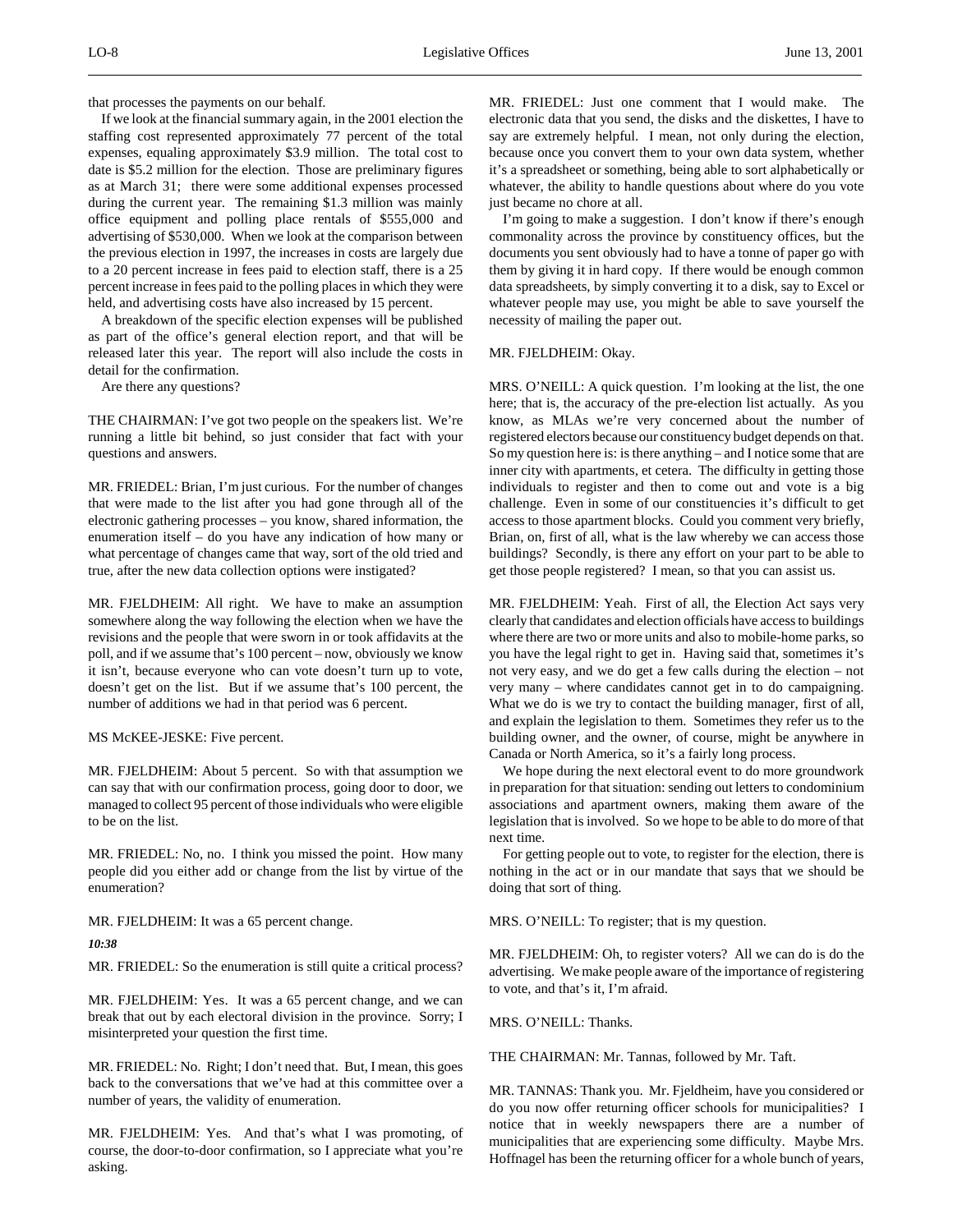that processes the payments on our behalf.

If we look at the financial summary again, in the 2001 election the staffing cost represented approximately 77 percent of the total expenses, equaling approximately $3.9 million. The total cost to date is $5.2 million for the election. Those are preliminary figures as at March 31; there were some additional expenses processed during the current year. The remaining $1.3 million was mainly office equipment and polling place rentals of $555,000 and advertising of $530,000. When we look at the comparison between the previous election in 1997, the increases in costs are largely due to a 20 percent increase in fees paid to election staff, there is a 25 percent increase in fees paid to the polling places in which they were held, and advertising costs have also increased by 15 percent.

A breakdown of the specific election expenses will be published as part of the office's general election report, and that will be released later this year. The report will also include the costs in detail for the confirmation.

Are there any questions?

THE CHAIRMAN: I've got two people on the speakers list. We're running a little bit behind, so just consider that fact with your questions and answers.

MR. FRIEDEL: Brian, I'm just curious. For the number of changes that were made to the list after you had gone through all of the electronic gathering processes – you know, shared information, the enumeration itself – do you have any indication of how many or what percentage of changes came that way, sort of the old tried and true, after the new data collection options were instigated?

MR. FJELDHEIM: All right. We have to make an assumption somewhere along the way following the election when we have the revisions and the people that were sworn in or took affidavits at the poll, and if we assume that's 100 percent – now, obviously we know it isn't, because everyone who can vote doesn't turn up to vote, doesn't get on the list. But if we assume that's 100 percent, the number of additions we had in that period was 6 percent.

MS McKEE-JESKE: Five percent.

MR. FJELDHEIM: About 5 percent. So with that assumption we can say that with our confirmation process, going door to door, we managed to collect 95 percent of those individuals who were eligible to be on the list.

MR. FRIEDEL: No, no. I think you missed the point. How many people did you either add or change from the list by virtue of the enumeration?

MR. FJELDHEIM: It was a 65 percent change.

*10:38*

MR. FRIEDEL: So the enumeration is still quite a critical process?

MR. FJELDHEIM: Yes. It was a 65 percent change, and we can break that out by each electoral division in the province. Sorry; I misinterpreted your question the first time.

MR. FRIEDEL: No. Right; I don't need that. But, I mean, this goes back to the conversations that we've had at this committee over a number of years, the validity of enumeration.

MR. FJELDHEIM: Yes. And that's what I was promoting, of course, the door-to-door confirmation, so I appreciate what you're asking.

MR. FRIEDEL: Just one comment that I would make. The electronic data that you send, the disks and the diskettes, I have to say are extremely helpful. I mean, not only during the election, because once you convert them to your own data system, whether it's a spreadsheet or something, being able to sort alphabetically or whatever, the ability to handle questions about where do you vote just became no chore at all.

I'm going to make a suggestion. I don't know if there's enough commonality across the province by constituency offices, but the documents you sent obviously had to have a tonne of paper go with them by giving it in hard copy. If there would be enough common data spreadsheets, by simply converting it to a disk, say to Excel or whatever people may use, you might be able to save yourself the necessity of mailing the paper out.

MR. FJELDHEIM: Okay.

MRS. O'NEILL: A quick question. I'm looking at the list, the one here; that is, the accuracy of the pre-election list actually. As you know, as MLAs we're very concerned about the number of registered electors because our constituency budget depends on that. So my question here is: is there anything – and I notice some that are inner city with apartments, et cetera. The difficulty in getting those individuals to register and then to come out and vote is a big challenge. Even in some of our constituencies it's difficult to get access to those apartment blocks. Could you comment very briefly, Brian, on, first of all, what is the law whereby we can access those buildings? Secondly, is there any effort on your part to be able to get those people registered? I mean, so that you can assist us.

MR. FJELDHEIM: Yeah. First of all, the Election Act says very clearly that candidates and election officials have access to buildings where there are two or more units and also to mobile-home parks, so you have the legal right to get in. Having said that, sometimes it's not very easy, and we do get a few calls during the election – not very many – where candidates cannot get in to do campaigning. What we do is we try to contact the building manager, first of all, and explain the legislation to them. Sometimes they refer us to the building owner, and the owner, of course, might be anywhere in Canada or North America, so it's a fairly long process.

We hope during the next electoral event to do more groundwork in preparation for that situation: sending out letters to condominium associations and apartment owners, making them aware of the legislation that is involved. So we hope to be able to do more of that next time.

For getting people out to vote, to register for the election, there is nothing in the act or in our mandate that says that we should be doing that sort of thing.

MRS. O'NEILL: To register; that is my question.

MR. FJELDHEIM: Oh, to register voters? All we can do is do the advertising. We make people aware of the importance of registering to vote, and that's it, I'm afraid.

MRS. O'NEILL: Thanks.

THE CHAIRMAN: Mr. Tannas, followed by Mr. Taft.

MR. TANNAS: Thank you. Mr. Fjeldheim, have you considered or do you now offer returning officer schools for municipalities? I notice that in weekly newspapers there are a number of municipalities that are experiencing some difficulty. Maybe Mrs. Hoffnagel has been the returning officer for a whole bunch of years,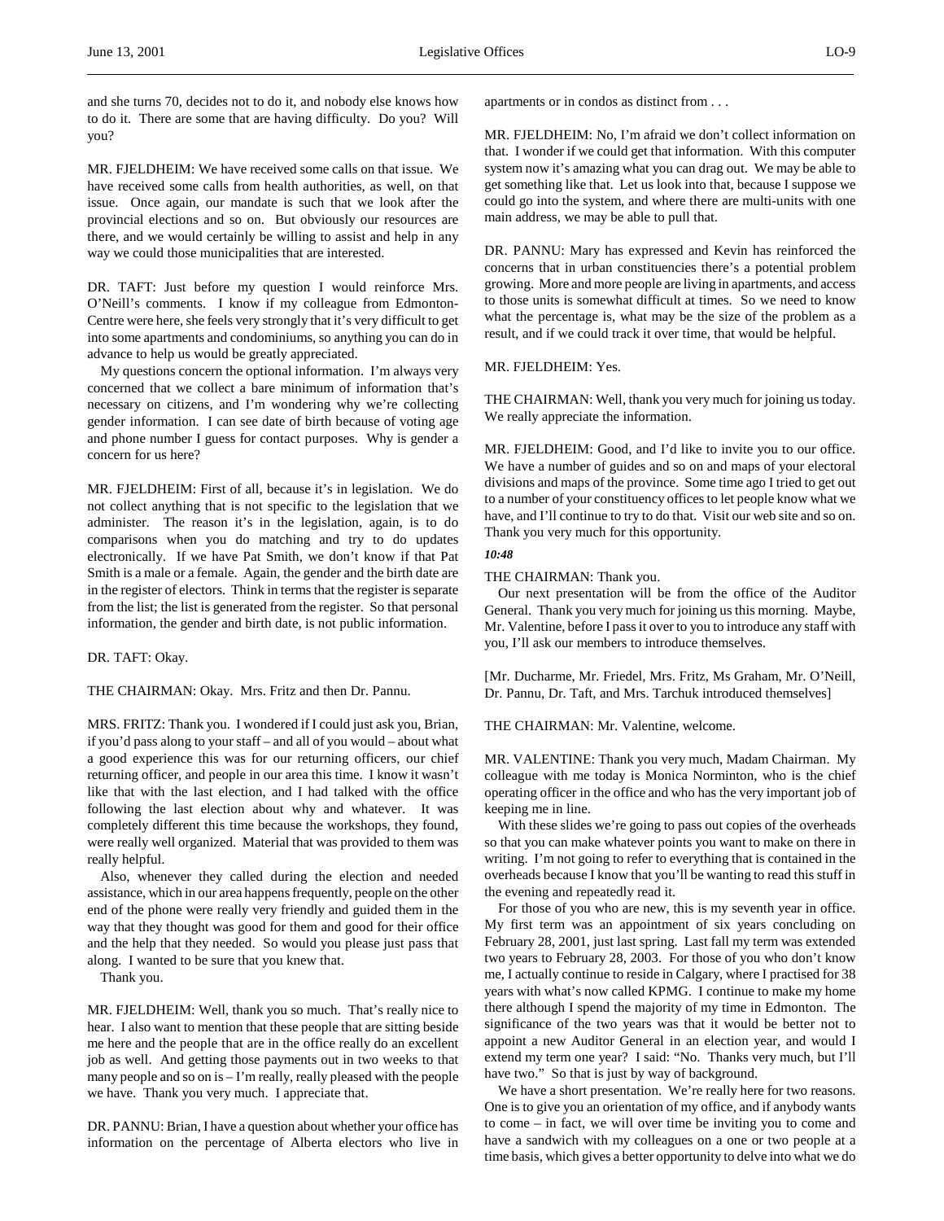and she turns 70, decides not to do it, and nobody else knows how to do it. There are some that are having difficulty. Do you? Will you?

MR. FJELDHEIM: We have received some calls on that issue. We have received some calls from health authorities, as well, on that issue. Once again, our mandate is such that we look after the provincial elections and so on. But obviously our resources are there, and we would certainly be willing to assist and help in any way we could those municipalities that are interested.

DR. TAFT: Just before my question I would reinforce Mrs. O'Neill's comments. I know if my colleague from Edmonton-Centre were here, she feels very strongly that it's very difficult to get into some apartments and condominiums, so anything you can do in advance to help us would be greatly appreciated.

My questions concern the optional information. I'm always very concerned that we collect a bare minimum of information that's necessary on citizens, and I'm wondering why we're collecting gender information. I can see date of birth because of voting age and phone number I guess for contact purposes. Why is gender a concern for us here?

MR. FJELDHEIM: First of all, because it's in legislation. We do not collect anything that is not specific to the legislation that we administer. The reason it's in the legislation, again, is to do comparisons when you do matching and try to do updates electronically. If we have Pat Smith, we don't know if that Pat Smith is a male or a female. Again, the gender and the birth date are in the register of electors. Think in terms that the register is separate from the list; the list is generated from the register. So that personal information, the gender and birth date, is not public information.

DR. TAFT: Okay.

THE CHAIRMAN: Okay. Mrs. Fritz and then Dr. Pannu.

MRS. FRITZ: Thank you. I wondered if I could just ask you, Brian, if you'd pass along to your staff – and all of you would – about what a good experience this was for our returning officers, our chief returning officer, and people in our area this time. I know it wasn't like that with the last election, and I had talked with the office following the last election about why and whatever. It was completely different this time because the workshops, they found, were really well organized. Material that was provided to them was really helpful.

Also, whenever they called during the election and needed assistance, which in our area happens frequently, people on the other end of the phone were really very friendly and guided them in the way that they thought was good for them and good for their office and the help that they needed. So would you please just pass that along. I wanted to be sure that you knew that.

Thank you.

MR. FJELDHEIM: Well, thank you so much. That's really nice to hear. I also want to mention that these people that are sitting beside me here and the people that are in the office really do an excellent job as well. And getting those payments out in two weeks to that many people and so on is – I'm really, really pleased with the people we have. Thank you very much. I appreciate that.

DR. PANNU: Brian, I have a question about whether your office has information on the percentage of Alberta electors who live in apartments or in condos as distinct from . . .

MR. FJELDHEIM: No, I'm afraid we don't collect information on that. I wonder if we could get that information. With this computer system now it's amazing what you can drag out. We may be able to get something like that. Let us look into that, because I suppose we could go into the system, and where there are multi-units with one main address, we may be able to pull that.

DR. PANNU: Mary has expressed and Kevin has reinforced the concerns that in urban constituencies there's a potential problem growing. More and more people are living in apartments, and access to those units is somewhat difficult at times. So we need to know what the percentage is, what may be the size of the problem as a result, and if we could track it over time, that would be helpful.

MR. FJELDHEIM: Yes.

THE CHAIRMAN: Well, thank you very much for joining us today. We really appreciate the information.

MR. FJELDHEIM: Good, and I'd like to invite you to our office. We have a number of guides and so on and maps of your electoral divisions and maps of the province. Some time ago I tried to get out to a number of your constituency offices to let people know what we have, and I'll continue to try to do that. Visit our web site and so on. Thank you very much for this opportunity.

*10:48*

THE CHAIRMAN: Thank you.

Our next presentation will be from the office of the Auditor General. Thank you very much for joining us this morning. Maybe, Mr. Valentine, before I pass it over to you to introduce any staff with you, I'll ask our members to introduce themselves.

[Mr. Ducharme, Mr. Friedel, Mrs. Fritz, Ms Graham, Mr. O'Neill, Dr. Pannu, Dr. Taft, and Mrs. Tarchuk introduced themselves]

THE CHAIRMAN: Mr. Valentine, welcome.

MR. VALENTINE: Thank you very much, Madam Chairman. My colleague with me today is Monica Norminton, who is the chief operating officer in the office and who has the very important job of keeping me in line.

With these slides we're going to pass out copies of the overheads so that you can make whatever points you want to make on there in writing. I'm not going to refer to everything that is contained in the overheads because I know that you'll be wanting to read this stuff in the evening and repeatedly read it.

For those of you who are new, this is my seventh year in office. My first term was an appointment of six years concluding on February 28, 2001, just last spring. Last fall my term was extended two years to February 28, 2003. For those of you who don't know me, I actually continue to reside in Calgary, where I practised for 38 years with what's now called KPMG. I continue to make my home there although I spend the majority of my time in Edmonton. The significance of the two years was that it would be better not to appoint a new Auditor General in an election year, and would I extend my term one year? I said: "No. Thanks very much, but I'll have two." So that is just by way of background.

We have a short presentation. We're really here for two reasons. One is to give you an orientation of my office, and if anybody wants to come – in fact, we will over time be inviting you to come and have a sandwich with my colleagues on a one or two people at a time basis, which gives a better opportunity to delve into what we do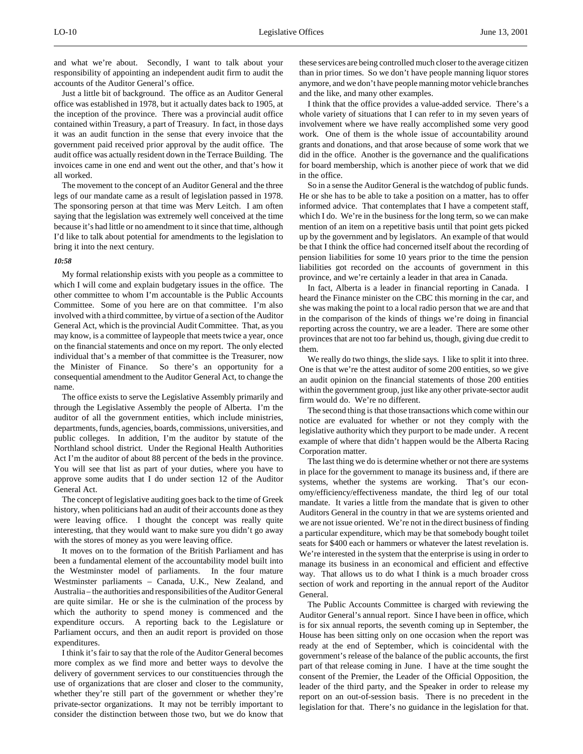and what we're about. Secondly, I want to talk about your responsibility of appointing an independent audit firm to audit the accounts of the Auditor General's office.

Just a little bit of background. The office as an Auditor General office was established in 1978, but it actually dates back to 1905, at the inception of the province. There was a provincial audit office contained within Treasury, a part of Treasury. In fact, in those days it was an audit function in the sense that every invoice that the government paid received prior approval by the audit office. The audit office was actually resident down in the Terrace Building. The invoices came in one end and went out the other, and that's how it all worked.

The movement to the concept of an Auditor General and the three legs of our mandate came as a result of legislation passed in 1978. The sponsoring person at that time was Merv Leitch. I am often saying that the legislation was extremely well conceived at the time because it's had little or no amendment to it since that time, although I'd like to talk about potential for amendments to the legislation to bring it into the next century.

*10:58*

My formal relationship exists with you people as a committee to which I will come and explain budgetary issues in the office. The other committee to whom I'm accountable is the Public Accounts Committee. Some of you here are on that committee. I'm also involved with a third committee, by virtue of a section of the Auditor General Act, which is the provincial Audit Committee. That, as you may know, is a committee of laypeople that meets twice a year, once on the financial statements and once on my report. The only elected individual that's a member of that committee is the Treasurer, now the Minister of Finance. So there's an opportunity for a consequential amendment to the Auditor General Act, to change the name.

The office exists to serve the Legislative Assembly primarily and through the Legislative Assembly the people of Alberta. I'm the auditor of all the government entities, which include ministries, departments, funds, agencies, boards, commissions, universities, and public colleges. In addition, I'm the auditor by statute of the Northland school district. Under the Regional Health Authorities Act I'm the auditor of about 88 percent of the beds in the province. You will see that list as part of your duties, where you have to approve some audits that I do under section 12 of the Auditor General Act.

The concept of legislative auditing goes back to the time of Greek history, when politicians had an audit of their accounts done as they were leaving office. I thought the concept was really quite interesting, that they would want to make sure you didn't go away with the stores of money as you were leaving office.

It moves on to the formation of the British Parliament and has been a fundamental element of the accountability model built into the Westminster model of parliaments. In the four mature Westminster parliaments – Canada, U.K., New Zealand, and Australia – the authorities and responsibilities of the Auditor General are quite similar. He or she is the culmination of the process by which the authority to spend money is commenced and the expenditure occurs. A reporting back to the Legislature or Parliament occurs, and then an audit report is provided on those expenditures.

I think it's fair to say that the role of the Auditor General becomes more complex as we find more and better ways to devolve the delivery of government services to our constituencies through the use of organizations that are closer and closer to the community, whether they're still part of the government or whether they're private-sector organizations. It may not be terribly important to consider the distinction between those two, but we do know that these services are being controlled much closer to the average citizen than in prior times. So we don't have people manning liquor stores anymore, and we don't have people manning motor vehicle branches and the like, and many other examples.

I think that the office provides a value-added service. There's a whole variety of situations that I can refer to in my seven years of involvement where we have really accomplished some very good work. One of them is the whole issue of accountability around grants and donations, and that arose because of some work that we did in the office. Another is the governance and the qualifications for board membership, which is another piece of work that we did in the office.

So in a sense the Auditor General is the watchdog of public funds. He or she has to be able to take a position on a matter, has to offer informed advice. That contemplates that I have a competent staff, which I do. We're in the business for the long term, so we can make mention of an item on a repetitive basis until that point gets picked up by the government and by legislators. An example of that would be that I think the office had concerned itself about the recording of pension liabilities for some 10 years prior to the time the pension liabilities got recorded on the accounts of government in this province, and we're certainly a leader in that area in Canada.

In fact, Alberta is a leader in financial reporting in Canada. I heard the Finance minister on the CBC this morning in the car, and she was making the point to a local radio person that we are and that in the comparison of the kinds of things we're doing in financial reporting across the country, we are a leader. There are some other provinces that are not too far behind us, though, giving due credit to them.

We really do two things, the slide says. I like to split it into three. One is that we're the attest auditor of some 200 entities, so we give an audit opinion on the financial statements of those 200 entities within the government group, just like any other private-sector audit firm would do. We're no different.

The second thing is that those transactions which come within our notice are evaluated for whether or not they comply with the legislative authority which they purport to be made under. A recent example of where that didn't happen would be the Alberta Racing Corporation matter.

The last thing we do is determine whether or not there are systems in place for the government to manage its business and, if there are systems, whether the systems are working. That's our economy/efficiency/effectiveness mandate, the third leg of our total mandate. It varies a little from the mandate that is given to other Auditors General in the country in that we are systems oriented and we are not issue oriented. We're not in the direct business of finding a particular expenditure, which may be that somebody bought toilet seats for $400 each or hammers or whatever the latest revelation is. We're interested in the system that the enterprise is using in order to manage its business in an economical and efficient and effective way. That allows us to do what I think is a much broader cross section of work and reporting in the annual report of the Auditor General.

The Public Accounts Committee is charged with reviewing the Auditor General's annual report. Since I have been in office, which is for six annual reports, the seventh coming up in September, the House has been sitting only on one occasion when the report was ready at the end of September, which is coincidental with the government's release of the balance of the public accounts, the first part of that release coming in June. I have at the time sought the consent of the Premier, the Leader of the Official Opposition, the leader of the third party, and the Speaker in order to release my report on an out-of-session basis. There is no precedent in the legislation for that. There's no guidance in the legislation for that.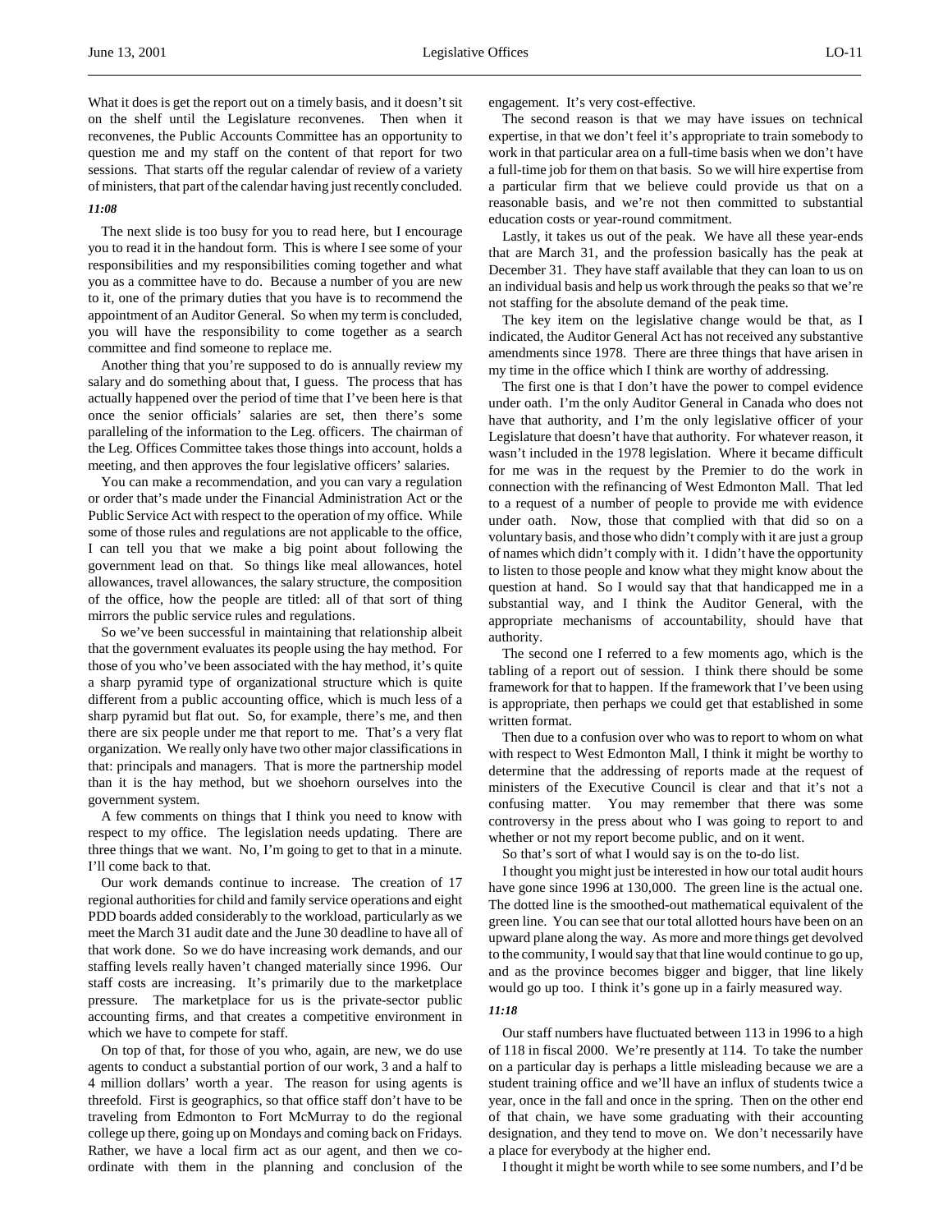What it does is get the report out on a timely basis, and it doesn't sit on the shelf until the Legislature reconvenes. Then when it reconvenes, the Public Accounts Committee has an opportunity to question me and my staff on the content of that report for two sessions. That starts off the regular calendar of review of a variety of ministers, that part of the calendar having just recently concluded.

*11:08*

The next slide is too busy for you to read here, but I encourage you to read it in the handout form. This is where I see some of your responsibilities and my responsibilities coming together and what you as a committee have to do. Because a number of you are new to it, one of the primary duties that you have is to recommend the appointment of an Auditor General. So when my term is concluded, you will have the responsibility to come together as a search committee and find someone to replace me.

Another thing that you're supposed to do is annually review my salary and do something about that, I guess. The process that has actually happened over the period of time that I've been here is that once the senior officials' salaries are set, then there's some paralleling of the information to the Leg. officers. The chairman of the Leg. Offices Committee takes those things into account, holds a meeting, and then approves the four legislative officers' salaries.

You can make a recommendation, and you can vary a regulation or order that's made under the Financial Administration Act or the Public Service Act with respect to the operation of my office. While some of those rules and regulations are not applicable to the office, I can tell you that we make a big point about following the government lead on that. So things like meal allowances, hotel allowances, travel allowances, the salary structure, the composition of the office, how the people are titled: all of that sort of thing mirrors the public service rules and regulations.

So we've been successful in maintaining that relationship albeit that the government evaluates its people using the hay method. For those of you who've been associated with the hay method, it's quite a sharp pyramid type of organizational structure which is quite different from a public accounting office, which is much less of a sharp pyramid but flat out. So, for example, there's me, and then there are six people under me that report to me. That's a very flat organization. We really only have two other major classifications in that: principals and managers. That is more the partnership model than it is the hay method, but we shoehorn ourselves into the government system.

A few comments on things that I think you need to know with respect to my office. The legislation needs updating. There are three things that we want. No, I'm going to get to that in a minute. I'll come back to that.

Our work demands continue to increase. The creation of 17 regional authorities for child and family service operations and eight PDD boards added considerably to the workload, particularly as we meet the March 31 audit date and the June 30 deadline to have all of that work done. So we do have increasing work demands, and our staffing levels really haven't changed materially since 1996. Our staff costs are increasing. It's primarily due to the marketplace pressure. The marketplace for us is the private-sector public accounting firms, and that creates a competitive environment in which we have to compete for staff.

On top of that, for those of you who, again, are new, we do use agents to conduct a substantial portion of our work, 3 and a half to 4 million dollars' worth a year. The reason for using agents is threefold. First is geographics, so that office staff don't have to be traveling from Edmonton to Fort McMurray to do the regional college up there, going up on Mondays and coming back on Fridays. Rather, we have a local firm act as our agent, and then we co-ordinate with them in the planning and conclusion of the engagement. It's very cost-effective.

The second reason is that we may have issues on technical expertise, in that we don't feel it's appropriate to train somebody to work in that particular area on a full-time basis when we don't have a full-time job for them on that basis. So we will hire expertise from a particular firm that we believe could provide us that on a reasonable basis, and we're not then committed to substantial education costs or year-round commitment.

Lastly, it takes us out of the peak. We have all these year-ends that are March 31, and the profession basically has the peak at December 31. They have staff available that they can loan to us on an individual basis and help us work through the peaks so that we're not staffing for the absolute demand of the peak time.

The key item on the legislative change would be that, as I indicated, the Auditor General Act has not received any substantive amendments since 1978. There are three things that have arisen in my time in the office which I think are worthy of addressing.

The first one is that I don't have the power to compel evidence under oath. I'm the only Auditor General in Canada who does not have that authority, and I'm the only legislative officer of your Legislature that doesn't have that authority. For whatever reason, it wasn't included in the 1978 legislation. Where it became difficult for me was in the request by the Premier to do the work in connection with the refinancing of West Edmonton Mall. That led to a request of a number of people to provide me with evidence under oath. Now, those that complied with that did so on a voluntary basis, and those who didn't comply with it are just a group of names which didn't comply with it. I didn't have the opportunity to listen to those people and know what they might know about the question at hand. So I would say that that handicapped me in a substantial way, and I think the Auditor General, with the appropriate mechanisms of accountability, should have that authority.

The second one I referred to a few moments ago, which is the tabling of a report out of session. I think there should be some framework for that to happen. If the framework that I've been using is appropriate, then perhaps we could get that established in some written format.

Then due to a confusion over who was to report to whom on what with respect to West Edmonton Mall, I think it might be worthy to determine that the addressing of reports made at the request of ministers of the Executive Council is clear and that it's not a confusing matter. You may remember that there was some controversy in the press about who I was going to report to and whether or not my report become public, and on it went.

So that's sort of what I would say is on the to-do list.

I thought you might just be interested in how our total audit hours have gone since 1996 at 130,000. The green line is the actual one. The dotted line is the smoothed-out mathematical equivalent of the green line. You can see that our total allotted hours have been on an upward plane along the way. As more and more things get devolved to the community, I would say that that line would continue to go up, and as the province becomes bigger and bigger, that line likely would go up too. I think it's gone up in a fairly measured way.

*11:18*

Our staff numbers have fluctuated between 113 in 1996 to a high of 118 in fiscal 2000. We're presently at 114. To take the number on a particular day is perhaps a little misleading because we are a student training office and we'll have an influx of students twice a year, once in the fall and once in the spring. Then on the other end of that chain, we have some graduating with their accounting designation, and they tend to move on. We don't necessarily have a place for everybody at the higher end.

I thought it might be worth while to see some numbers, and I'd be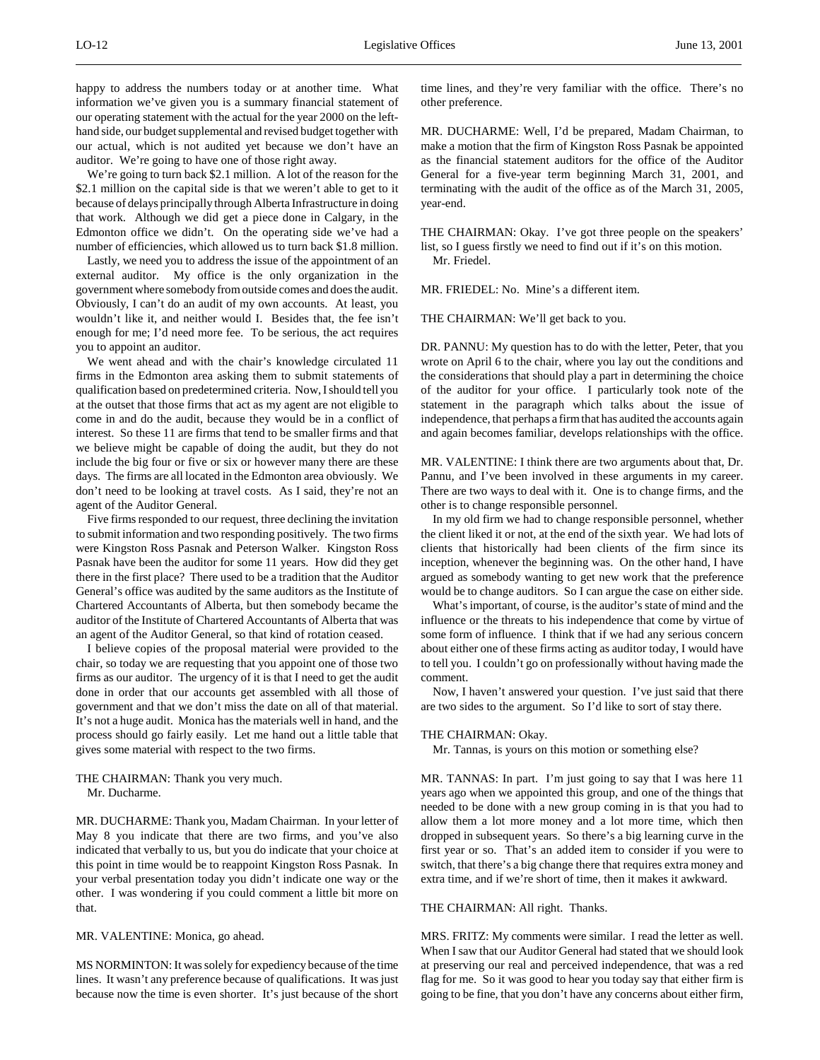happy to address the numbers today or at another time. What information we've given you is a summary financial statement of our operating statement with the actual for the year 2000 on the left-hand side, our budget supplemental and revised budget together with our actual, which is not audited yet because we don't have an auditor. We're going to have one of those right away.

We're going to turn back $2.1 million. A lot of the reason for the $2.1 million on the capital side is that we weren't able to get to it because of delays principally through Alberta Infrastructure in doing that work. Although we did get a piece done in Calgary, in the Edmonton office we didn't. On the operating side we've had a number of efficiencies, which allowed us to turn back $1.8 million.

Lastly, we need you to address the issue of the appointment of an external auditor. My office is the only organization in the government where somebody from outside comes and does the audit. Obviously, I can't do an audit of my own accounts. At least, you wouldn't like it, and neither would I. Besides that, the fee isn't enough for me; I'd need more fee. To be serious, the act requires you to appoint an auditor.

We went ahead and with the chair's knowledge circulated 11 firms in the Edmonton area asking them to submit statements of qualification based on predetermined criteria. Now, I should tell you at the outset that those firms that act as my agent are not eligible to come in and do the audit, because they would be in a conflict of interest. So these 11 are firms that tend to be smaller firms and that we believe might be capable of doing the audit, but they do not include the big four or five or six or however many there are these days. The firms are all located in the Edmonton area obviously. We don't need to be looking at travel costs. As I said, they're not an agent of the Auditor General.

Five firms responded to our request, three declining the invitation to submit information and two responding positively. The two firms were Kingston Ross Pasnak and Peterson Walker. Kingston Ross Pasnak have been the auditor for some 11 years. How did they get there in the first place? There used to be a tradition that the Auditor General's office was audited by the same auditors as the Institute of Chartered Accountants of Alberta, but then somebody became the auditor of the Institute of Chartered Accountants of Alberta that was an agent of the Auditor General, so that kind of rotation ceased.

I believe copies of the proposal material were provided to the chair, so today we are requesting that you appoint one of those two firms as our auditor. The urgency of it is that I need to get the audit done in order that our accounts get assembled with all those of government and that we don't miss the date on all of that material. It's not a huge audit. Monica has the materials well in hand, and the process should go fairly easily. Let me hand out a little table that gives some material with respect to the two firms.

THE CHAIRMAN: Thank you very much.
Mr. Ducharme.

MR. DUCHARME: Thank you, Madam Chairman. In your letter of May 8 you indicate that there are two firms, and you've also indicated that verbally to us, but you do indicate that your choice at this point in time would be to reappoint Kingston Ross Pasnak. In your verbal presentation today you didn't indicate one way or the other. I was wondering if you could comment a little bit more on that.

MR. VALENTINE: Monica, go ahead.

MS NORMINTON: It was solely for expediency because of the time lines. It wasn't any preference because of qualifications. It was just because now the time is even shorter. It's just because of the short time lines, and they're very familiar with the office. There's no other preference.

MR. DUCHARME: Well, I'd be prepared, Madam Chairman, to make a motion that the firm of Kingston Ross Pasnak be appointed as the financial statement auditors for the office of the Auditor General for a five-year term beginning March 31, 2001, and terminating with the audit of the office as of the March 31, 2005, year-end.

THE CHAIRMAN: Okay. I've got three people on the speakers' list, so I guess firstly we need to find out if it's on this motion.
Mr. Friedel.

MR. FRIEDEL: No. Mine's a different item.

THE CHAIRMAN: We'll get back to you.

DR. PANNU: My question has to do with the letter, Peter, that you wrote on April 6 to the chair, where you lay out the conditions and the considerations that should play a part in determining the choice of the auditor for your office. I particularly took note of the statement in the paragraph which talks about the issue of independence, that perhaps a firm that has audited the accounts again and again becomes familiar, develops relationships with the office.

MR. VALENTINE: I think there are two arguments about that, Dr. Pannu, and I've been involved in these arguments in my career. There are two ways to deal with it. One is to change firms, and the other is to change responsible personnel.

In my old firm we had to change responsible personnel, whether the client liked it or not, at the end of the sixth year. We had lots of clients that historically had been clients of the firm since its inception, whenever the beginning was. On the other hand, I have argued as somebody wanting to get new work that the preference would be to change auditors. So I can argue the case on either side.

What's important, of course, is the auditor's state of mind and the influence or the threats to his independence that come by virtue of some form of influence. I think that if we had any serious concern about either one of these firms acting as auditor today, I would have to tell you. I couldn't go on professionally without having made the comment.

Now, I haven't answered your question. I've just said that there are two sides to the argument. So I'd like to sort of stay there.

THE CHAIRMAN: Okay.
Mr. Tannas, is yours on this motion or something else?

MR. TANNAS: In part. I'm just going to say that I was here 11 years ago when we appointed this group, and one of the things that needed to be done with a new group coming in is that you had to allow them a lot more money and a lot more time, which then dropped in subsequent years. So there's a big learning curve in the first year or so. That's an added item to consider if you were to switch, that there's a big change there that requires extra money and extra time, and if we're short of time, then it makes it awkward.

THE CHAIRMAN: All right. Thanks.

MRS. FRITZ: My comments were similar. I read the letter as well. When I saw that our Auditor General had stated that we should look at preserving our real and perceived independence, that was a red flag for me. So it was good to hear you today say that either firm is going to be fine, that you don't have any concerns about either firm,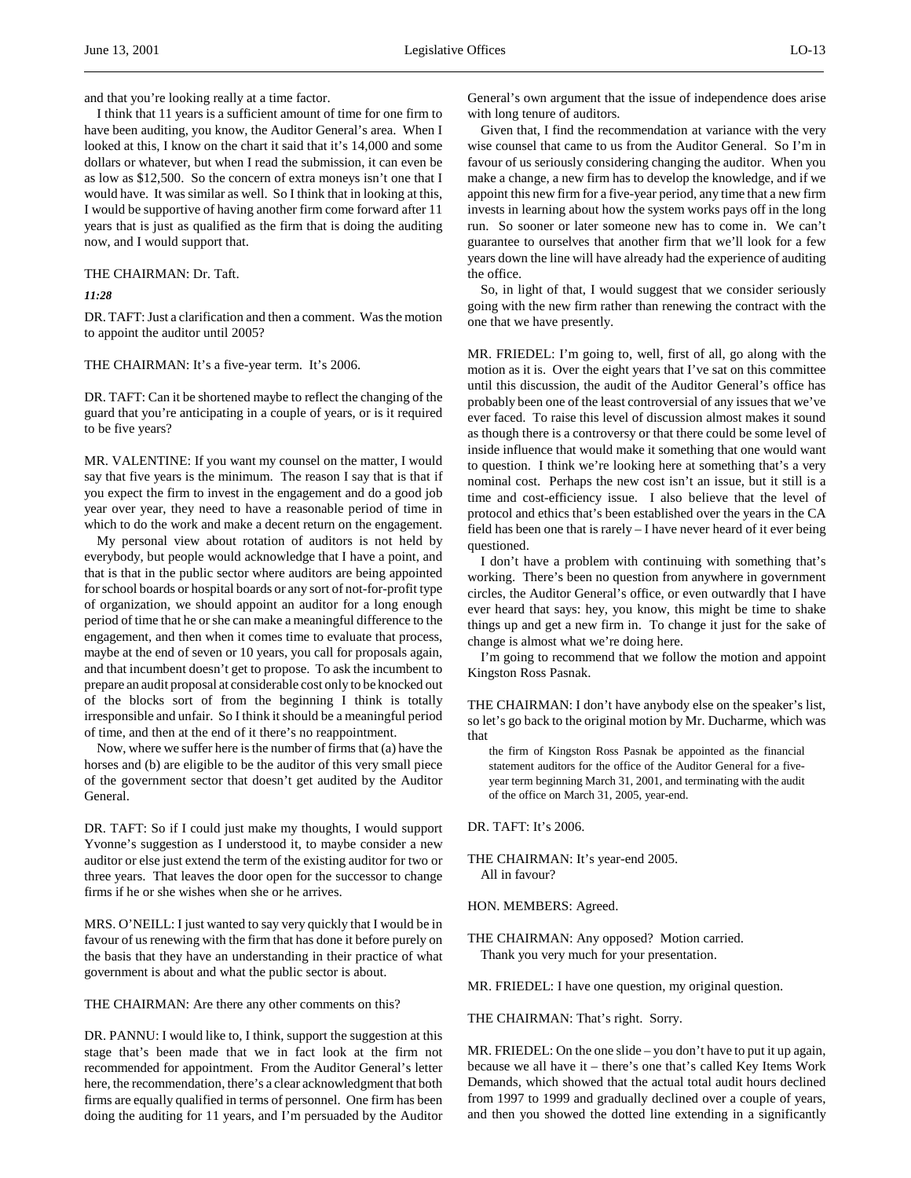and that you're looking really at a time factor.

I think that 11 years is a sufficient amount of time for one firm to have been auditing, you know, the Auditor General's area. When I looked at this, I know on the chart it said that it's 14,000 and some dollars or whatever, but when I read the submission, it can even be as low as $12,500. So the concern of extra moneys isn't one that I would have. It was similar as well. So I think that in looking at this, I would be supportive of having another firm come forward after 11 years that is just as qualified as the firm that is doing the auditing now, and I would support that.

THE CHAIRMAN: Dr. Taft.

*11:28*

DR. TAFT: Just a clarification and then a comment. Was the motion to appoint the auditor until 2005?

THE CHAIRMAN: It's a five-year term. It's 2006.

DR. TAFT: Can it be shortened maybe to reflect the changing of the guard that you're anticipating in a couple of years, or is it required to be five years?

MR. VALENTINE: If you want my counsel on the matter, I would say that five years is the minimum. The reason I say that is that if you expect the firm to invest in the engagement and do a good job year over year, they need to have a reasonable period of time in which to do the work and make a decent return on the engagement.

My personal view about rotation of auditors is not held by everybody, but people would acknowledge that I have a point, and that is that in the public sector where auditors are being appointed for school boards or hospital boards or any sort of not-for-profit type of organization, we should appoint an auditor for a long enough period of time that he or she can make a meaningful difference to the engagement, and then when it comes time to evaluate that process, maybe at the end of seven or 10 years, you call for proposals again, and that incumbent doesn't get to propose. To ask the incumbent to prepare an audit proposal at considerable cost only to be knocked out of the blocks sort of from the beginning I think is totally irresponsible and unfair. So I think it should be a meaningful period of time, and then at the end of it there's no reappointment.

Now, where we suffer here is the number of firms that (a) have the horses and (b) are eligible to be the auditor of this very small piece of the government sector that doesn't get audited by the Auditor General.

DR. TAFT: So if I could just make my thoughts, I would support Yvonne's suggestion as I understood it, to maybe consider a new auditor or else just extend the term of the existing auditor for two or three years. That leaves the door open for the successor to change firms if he or she wishes when she or he arrives.

MRS. O'NEILL: I just wanted to say very quickly that I would be in favour of us renewing with the firm that has done it before purely on the basis that they have an understanding in their practice of what government is about and what the public sector is about.

THE CHAIRMAN: Are there any other comments on this?

DR. PANNU: I would like to, I think, support the suggestion at this stage that's been made that we in fact look at the firm not recommended for appointment. From the Auditor General's letter here, the recommendation, there's a clear acknowledgment that both firms are equally qualified in terms of personnel. One firm has been doing the auditing for 11 years, and I'm persuaded by the Auditor General's own argument that the issue of independence does arise with long tenure of auditors.

Given that, I find the recommendation at variance with the very wise counsel that came to us from the Auditor General. So I'm in favour of us seriously considering changing the auditor. When you make a change, a new firm has to develop the knowledge, and if we appoint this new firm for a five-year period, any time that a new firm invests in learning about how the system works pays off in the long run. So sooner or later someone new has to come in. We can't guarantee to ourselves that another firm that we'll look for a few years down the line will have already had the experience of auditing the office.

So, in light of that, I would suggest that we consider seriously going with the new firm rather than renewing the contract with the one that we have presently.

MR. FRIEDEL: I'm going to, well, first of all, go along with the motion as it is. Over the eight years that I've sat on this committee until this discussion, the audit of the Auditor General's office has probably been one of the least controversial of any issues that we've ever faced. To raise this level of discussion almost makes it sound as though there is a controversy or that there could be some level of inside influence that would make it something that one would want to question. I think we're looking here at something that's a very nominal cost. Perhaps the new cost isn't an issue, but it still is a time and cost-efficiency issue. I also believe that the level of protocol and ethics that's been established over the years in the CA field has been one that is rarely – I have never heard of it ever being questioned.

I don't have a problem with continuing with something that's working. There's been no question from anywhere in government circles, the Auditor General's office, or even outwardly that I have ever heard that says: hey, you know, this might be time to shake things up and get a new firm in. To change it just for the sake of change is almost what we're doing here.

I'm going to recommend that we follow the motion and appoint Kingston Ross Pasnak.

THE CHAIRMAN: I don't have anybody else on the speaker's list, so let's go back to the original motion by Mr. Ducharme, which was that

> the firm of Kingston Ross Pasnak be appointed as the financial statement auditors for the office of the Auditor General for a five-year term beginning March 31, 2001, and terminating with the audit of the office on March 31, 2005, year-end.

DR. TAFT: It's 2006.

THE CHAIRMAN: It's year-end 2005.
All in favour?

HON. MEMBERS: Agreed.

THE CHAIRMAN: Any opposed? Motion carried.
Thank you very much for your presentation.

MR. FRIEDEL: I have one question, my original question.

THE CHAIRMAN: That's right. Sorry.

MR. FRIEDEL: On the one slide – you don't have to put it up again, because we all have it – there's one that's called Key Items Work Demands, which showed that the actual total audit hours declined from 1997 to 1999 and gradually declined over a couple of years, and then you showed the dotted line extending in a significantly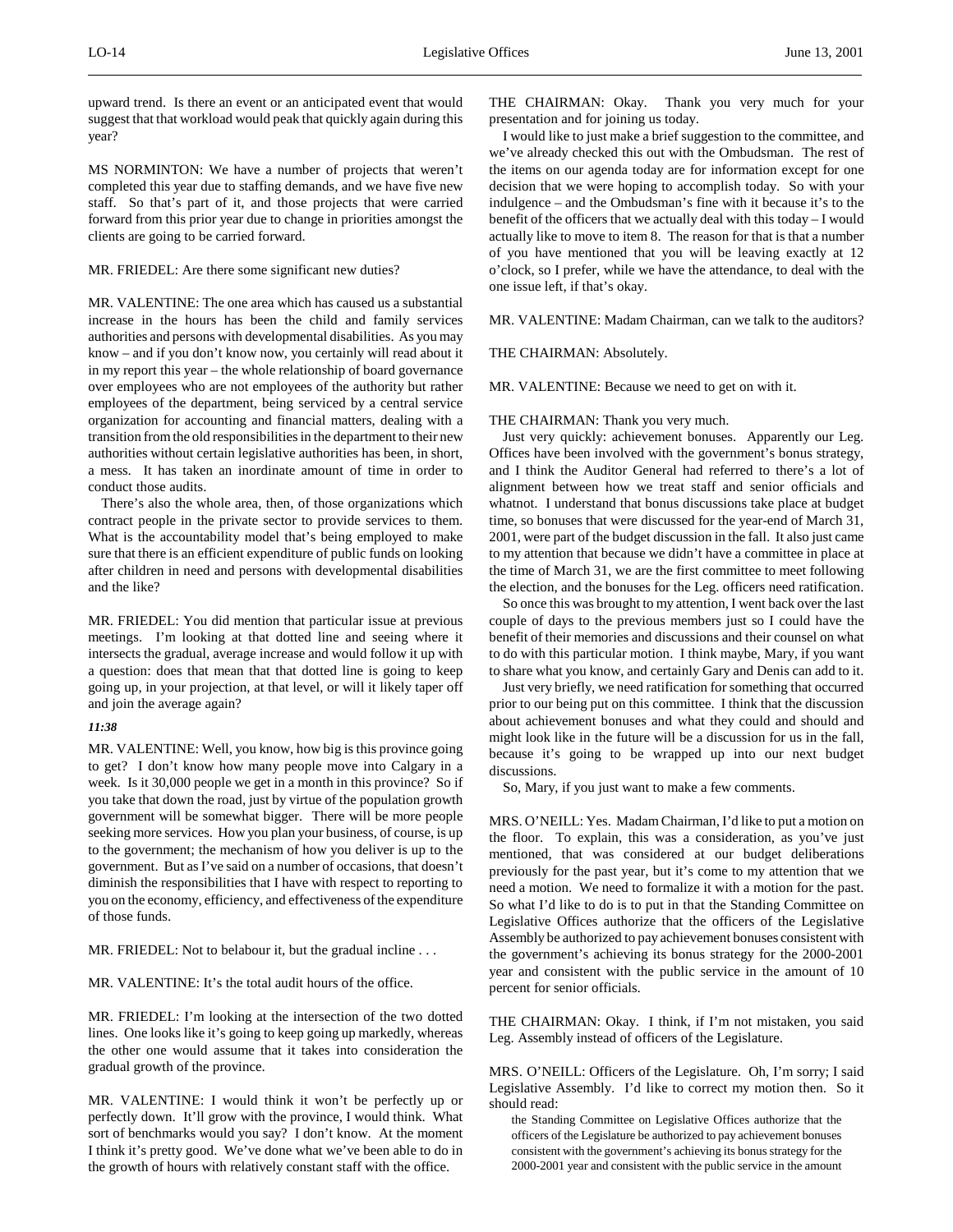upward trend. Is there an event or an anticipated event that would suggest that that workload would peak that quickly again during this year?

MS NORMINTON: We have a number of projects that weren't completed this year due to staffing demands, and we have five new staff. So that's part of it, and those projects that were carried forward from this prior year due to change in priorities amongst the clients are going to be carried forward.

MR. FRIEDEL: Are there some significant new duties?

MR. VALENTINE: The one area which has caused us a substantial increase in the hours has been the child and family services authorities and persons with developmental disabilities. As you may know – and if you don't know now, you certainly will read about it in my report this year – the whole relationship of board governance over employees who are not employees of the authority but rather employees of the department, being serviced by a central service organization for accounting and financial matters, dealing with a transition from the old responsibilities in the department to their new authorities without certain legislative authorities has been, in short, a mess. It has taken an inordinate amount of time in order to conduct those audits.

There's also the whole area, then, of those organizations which contract people in the private sector to provide services to them. What is the accountability model that's being employed to make sure that there is an efficient expenditure of public funds on looking after children in need and persons with developmental disabilities and the like?

MR. FRIEDEL: You did mention that particular issue at previous meetings. I'm looking at that dotted line and seeing where it intersects the gradual, average increase and would follow it up with a question: does that mean that that dotted line is going to keep going up, in your projection, at that level, or will it likely taper off and join the average again?

***11:38***

MR. VALENTINE: Well, you know, how big is this province going to get? I don't know how many people move into Calgary in a week. Is it 30,000 people we get in a month in this province? So if you take that down the road, just by virtue of the population growth government will be somewhat bigger. There will be more people seeking more services. How you plan your business, of course, is up to the government; the mechanism of how you deliver is up to the government. But as I've said on a number of occasions, that doesn't diminish the responsibilities that I have with respect to reporting to you on the economy, efficiency, and effectiveness of the expenditure of those funds.

MR. FRIEDEL: Not to belabour it, but the gradual incline . . .

MR. VALENTINE: It's the total audit hours of the office.

MR. FRIEDEL: I'm looking at the intersection of the two dotted lines. One looks like it's going to keep going up markedly, whereas the other one would assume that it takes into consideration the gradual growth of the province.

MR. VALENTINE: I would think it won't be perfectly up or perfectly down. It'll grow with the province, I would think. What sort of benchmarks would you say? I don't know. At the moment I think it's pretty good. We've done what we've been able to do in the growth of hours with relatively constant staff with the office.

THE CHAIRMAN: Okay. Thank you very much for your presentation and for joining us today.

I would like to just make a brief suggestion to the committee, and we've already checked this out with the Ombudsman. The rest of the items on our agenda today are for information except for one decision that we were hoping to accomplish today. So with your indulgence – and the Ombudsman's fine with it because it's to the benefit of the officers that we actually deal with this today – I would actually like to move to item 8. The reason for that is that a number of you have mentioned that you will be leaving exactly at 12 o'clock, so I prefer, while we have the attendance, to deal with the one issue left, if that's okay.

MR. VALENTINE: Madam Chairman, can we talk to the auditors?

THE CHAIRMAN: Absolutely.

MR. VALENTINE: Because we need to get on with it.

THE CHAIRMAN: Thank you very much.

Just very quickly: achievement bonuses. Apparently our Leg. Offices have been involved with the government's bonus strategy, and I think the Auditor General had referred to there's a lot of alignment between how we treat staff and senior officials and whatnot. I understand that bonus discussions take place at budget time, so bonuses that were discussed for the year-end of March 31, 2001, were part of the budget discussion in the fall. It also just came to my attention that because we didn't have a committee in place at the time of March 31, we are the first committee to meet following the election, and the bonuses for the Leg. officers need ratification.

So once this was brought to my attention, I went back over the last couple of days to the previous members just so I could have the benefit of their memories and discussions and their counsel on what to do with this particular motion. I think maybe, Mary, if you want to share what you know, and certainly Gary and Denis can add to it.

Just very briefly, we need ratification for something that occurred prior to our being put on this committee. I think that the discussion about achievement bonuses and what they could and should and might look like in the future will be a discussion for us in the fall, because it's going to be wrapped up into our next budget discussions.

So, Mary, if you just want to make a few comments.

MRS. O'NEILL: Yes. Madam Chairman, I'd like to put a motion on the floor. To explain, this was a consideration, as you've just mentioned, that was considered at our budget deliberations previously for the past year, but it's come to my attention that we need a motion. We need to formalize it with a motion for the past. So what I'd like to do is to put in that the Standing Committee on Legislative Offices authorize that the officers of the Legislative Assembly be authorized to pay achievement bonuses consistent with the government's achieving its bonus strategy for the 2000-2001 year and consistent with the public service in the amount of 10 percent for senior officials.

THE CHAIRMAN: Okay. I think, if I'm not mistaken, you said Leg. Assembly instead of officers of the Legislature.

MRS. O'NEILL: Officers of the Legislature. Oh, I'm sorry; I said Legislative Assembly. I'd like to correct my motion then. So it should read:

> the Standing Committee on Legislative Offices authorize that the officers of the Legislature be authorized to pay achievement bonuses consistent with the government's achieving its bonus strategy for the 2000-2001 year and consistent with the public service in the amount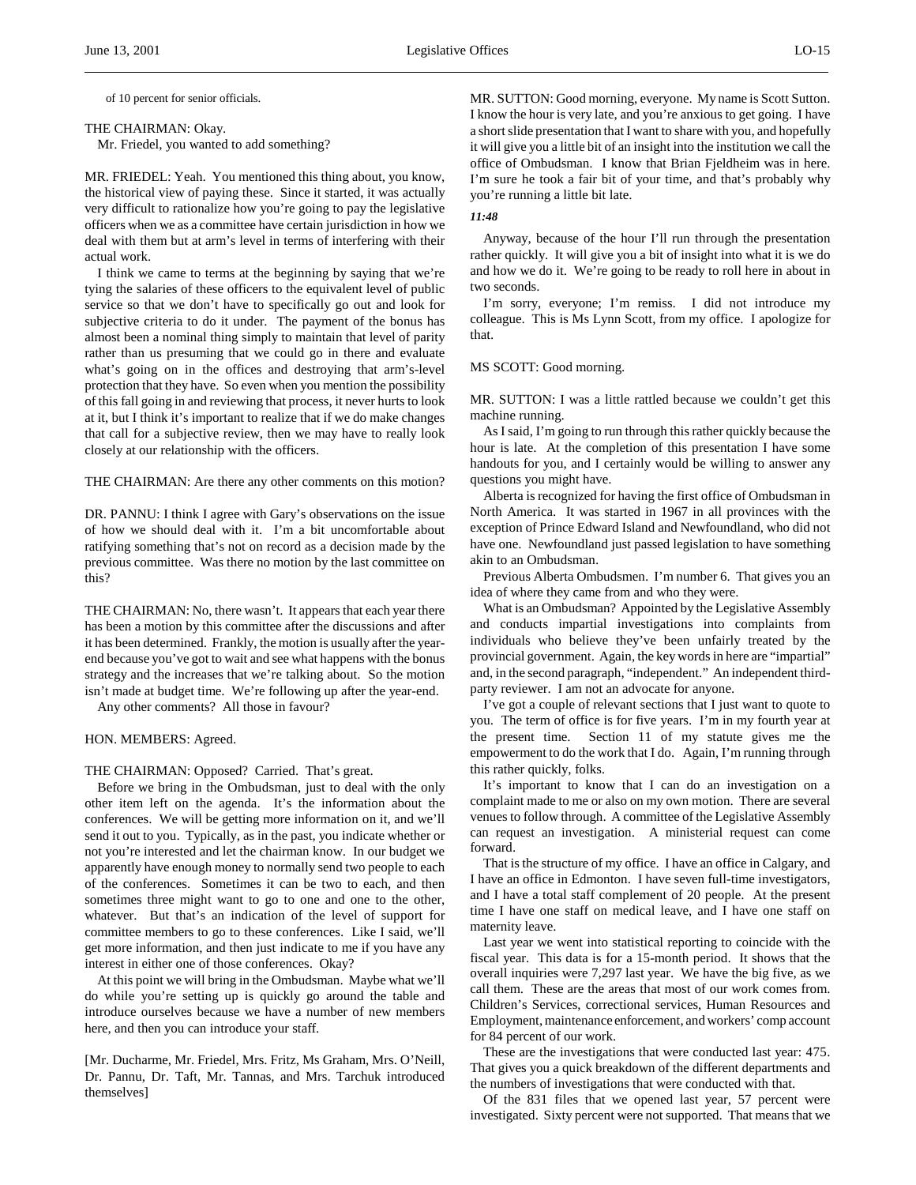of 10 percent for senior officials.

THE CHAIRMAN: Okay.

Mr. Friedel, you wanted to add something?

MR. FRIEDEL: Yeah. You mentioned this thing about, you know, the historical view of paying these. Since it started, it was actually very difficult to rationalize how you're going to pay the legislative officers when we as a committee have certain jurisdiction in how we deal with them but at arm's level in terms of interfering with their actual work.

I think we came to terms at the beginning by saying that we're tying the salaries of these officers to the equivalent level of public service so that we don't have to specifically go out and look for subjective criteria to do it under. The payment of the bonus has almost been a nominal thing simply to maintain that level of parity rather than us presuming that we could go in there and evaluate what's going on in the offices and destroying that arm's-level protection that they have. So even when you mention the possibility of this fall going in and reviewing that process, it never hurts to look at it, but I think it's important to realize that if we do make changes that call for a subjective review, then we may have to really look closely at our relationship with the officers.

THE CHAIRMAN: Are there any other comments on this motion?

DR. PANNU: I think I agree with Gary's observations on the issue of how we should deal with it. I'm a bit uncomfortable about ratifying something that's not on record as a decision made by the previous committee. Was there no motion by the last committee on this?

THE CHAIRMAN: No, there wasn't. It appears that each year there has been a motion by this committee after the discussions and after it has been determined. Frankly, the motion is usually after the year-end because you've got to wait and see what happens with the bonus strategy and the increases that we're talking about. So the motion isn't made at budget time. We're following up after the year-end.

Any other comments? All those in favour?

HON. MEMBERS: Agreed.

THE CHAIRMAN: Opposed? Carried. That's great.

Before we bring in the Ombudsman, just to deal with the only other item left on the agenda. It's the information about the conferences. We will be getting more information on it, and we'll send it out to you. Typically, as in the past, you indicate whether or not you're interested and let the chairman know. In our budget we apparently have enough money to normally send two people to each of the conferences. Sometimes it can be two to each, and then sometimes three might want to go to one and one to the other, whatever. But that's an indication of the level of support for committee members to go to these conferences. Like I said, we'll get more information, and then just indicate to me if you have any interest in either one of those conferences. Okay?

At this point we will bring in the Ombudsman. Maybe what we'll do while you're setting up is quickly go around the table and introduce ourselves because we have a number of new members here, and then you can introduce your staff.

[Mr. Ducharme, Mr. Friedel, Mrs. Fritz, Ms Graham, Mrs. O'Neill, Dr. Pannu, Dr. Taft, Mr. Tannas, and Mrs. Tarchuk introduced themselves]

MR. SUTTON: Good morning, everyone. My name is Scott Sutton. I know the hour is very late, and you're anxious to get going. I have a short slide presentation that I want to share with you, and hopefully it will give you a little bit of an insight into the institution we call the office of Ombudsman. I know that Brian Fjeldheim was in here. I'm sure he took a fair bit of your time, and that's probably why you're running a little bit late.

*11:48*

Anyway, because of the hour I'll run through the presentation rather quickly. It will give you a bit of insight into what it is we do and how we do it. We're going to be ready to roll here in about in two seconds.

I'm sorry, everyone; I'm remiss. I did not introduce my colleague. This is Ms Lynn Scott, from my office. I apologize for that.

MS SCOTT: Good morning.

MR. SUTTON: I was a little rattled because we couldn't get this machine running.

As I said, I'm going to run through this rather quickly because the hour is late. At the completion of this presentation I have some handouts for you, and I certainly would be willing to answer any questions you might have.

Alberta is recognized for having the first office of Ombudsman in North America. It was started in 1967 in all provinces with the exception of Prince Edward Island and Newfoundland, who did not have one. Newfoundland just passed legislation to have something akin to an Ombudsman.

Previous Alberta Ombudsmen. I'm number 6. That gives you an idea of where they came from and who they were.

What is an Ombudsman? Appointed by the Legislative Assembly and conducts impartial investigations into complaints from individuals who believe they've been unfairly treated by the provincial government. Again, the key words in here are "impartial" and, in the second paragraph, "independent." An independent third-party reviewer. I am not an advocate for anyone.

I've got a couple of relevant sections that I just want to quote to you. The term of office is for five years. I'm in my fourth year at the present time. Section 11 of my statute gives me the empowerment to do the work that I do. Again, I'm running through this rather quickly, folks.

It's important to know that I can do an investigation on a complaint made to me or also on my own motion. There are several venues to follow through. A committee of the Legislative Assembly can request an investigation. A ministerial request can come forward.

That is the structure of my office. I have an office in Calgary, and I have an office in Edmonton. I have seven full-time investigators, and I have a total staff complement of 20 people. At the present time I have one staff on medical leave, and I have one staff on maternity leave.

Last year we went into statistical reporting to coincide with the fiscal year. This data is for a 15-month period. It shows that the overall inquiries were 7,297 last year. We have the big five, as we call them. These are the areas that most of our work comes from. Children's Services, correctional services, Human Resources and Employment, maintenance enforcement, and workers' comp account for 84 percent of our work.

These are the investigations that were conducted last year: 475. That gives you a quick breakdown of the different departments and the numbers of investigations that were conducted with that.

Of the 831 files that we opened last year, 57 percent were investigated. Sixty percent were not supported. That means that we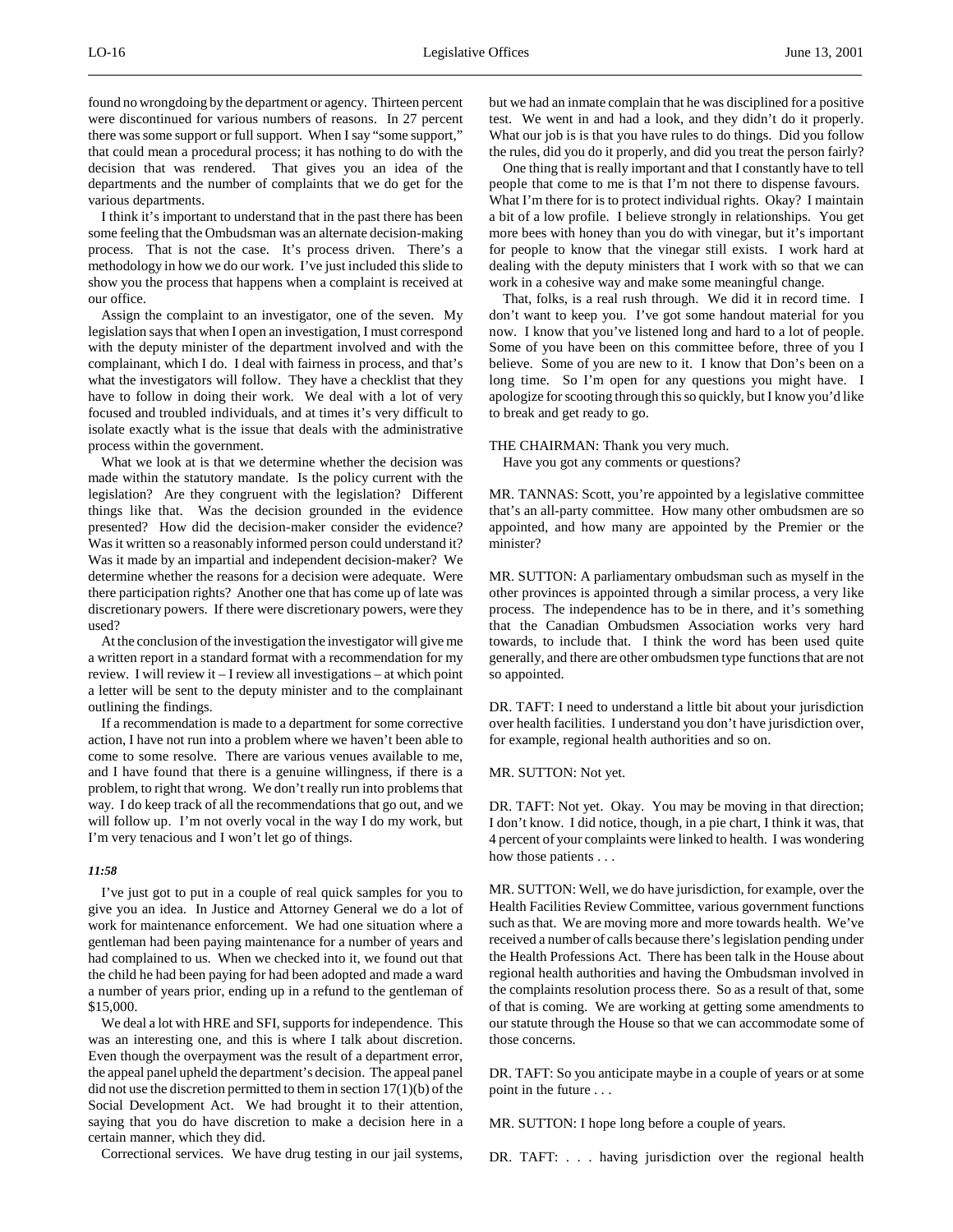found no wrongdoing by the department or agency. Thirteen percent were discontinued for various numbers of reasons. In 27 percent there was some support or full support. When I say "some support," that could mean a procedural process; it has nothing to do with the decision that was rendered. That gives you an idea of the departments and the number of complaints that we do get for the various departments.

I think it's important to understand that in the past there has been some feeling that the Ombudsman was an alternate decision-making process. That is not the case. It's process driven. There's a methodology in how we do our work. I've just included this slide to show you the process that happens when a complaint is received at our office.

Assign the complaint to an investigator, one of the seven. My legislation says that when I open an investigation, I must correspond with the deputy minister of the department involved and with the complainant, which I do. I deal with fairness in process, and that's what the investigators will follow. They have a checklist that they have to follow in doing their work. We deal with a lot of very focused and troubled individuals, and at times it's very difficult to isolate exactly what is the issue that deals with the administrative process within the government.

What we look at is that we determine whether the decision was made within the statutory mandate. Is the policy current with the legislation? Are they congruent with the legislation? Different things like that. Was the decision grounded in the evidence presented? How did the decision-maker consider the evidence? Was it written so a reasonably informed person could understand it? Was it made by an impartial and independent decision-maker? We determine whether the reasons for a decision were adequate. Were there participation rights? Another one that has come up of late was discretionary powers. If there were discretionary powers, were they used?

At the conclusion of the investigation the investigator will give me a written report in a standard format with a recommendation for my review. I will review it – I review all investigations – at which point a letter will be sent to the deputy minister and to the complainant outlining the findings.

If a recommendation is made to a department for some corrective action, I have not run into a problem where we haven't been able to come to some resolve. There are various venues available to me, and I have found that there is a genuine willingness, if there is a problem, to right that wrong. We don't really run into problems that way. I do keep track of all the recommendations that go out, and we will follow up. I'm not overly vocal in the way I do my work, but I'm very tenacious and I won't let go of things.

***11:58***

I've just got to put in a couple of real quick samples for you to give you an idea. In Justice and Attorney General we do a lot of work for maintenance enforcement. We had one situation where a gentleman had been paying maintenance for a number of years and had complained to us. When we checked into it, we found out that the child he had been paying for had been adopted and made a ward a number of years prior, ending up in a refund to the gentleman of $15,000.

We deal a lot with HRE and SFI, supports for independence. This was an interesting one, and this is where I talk about discretion. Even though the overpayment was the result of a department error, the appeal panel upheld the department's decision. The appeal panel did not use the discretion permitted to them in section 17(1)(b) of the Social Development Act. We had brought it to their attention, saying that you do have discretion to make a decision here in a certain manner, which they did.

Correctional services. We have drug testing in our jail systems, but we had an inmate complain that he was disciplined for a positive test. We went in and had a look, and they didn't do it properly. What our job is is that you have rules to do things. Did you follow the rules, did you do it properly, and did you treat the person fairly?

One thing that is really important and that I constantly have to tell people that come to me is that I'm not there to dispense favours. What I'm there for is to protect individual rights. Okay? I maintain a bit of a low profile. I believe strongly in relationships. You get more bees with honey than you do with vinegar, but it's important for people to know that the vinegar still exists. I work hard at dealing with the deputy ministers that I work with so that we can work in a cohesive way and make some meaningful change.

That, folks, is a real rush through. We did it in record time. I don't want to keep you. I've got some handout material for you now. I know that you've listened long and hard to a lot of people. Some of you have been on this committee before, three of you I believe. Some of you are new to it. I know that Don's been on a long time. So I'm open for any questions you might have. I apologize for scooting through this so quickly, but I know you'd like to break and get ready to go.

THE CHAIRMAN: Thank you very much.

Have you got any comments or questions?

MR. TANNAS: Scott, you're appointed by a legislative committee that's an all-party committee. How many other ombudsmen are so appointed, and how many are appointed by the Premier or the minister?

MR. SUTTON: A parliamentary ombudsman such as myself in the other provinces is appointed through a similar process, a very like process. The independence has to be in there, and it's something that the Canadian Ombudsmen Association works very hard towards, to include that. I think the word has been used quite generally, and there are other ombudsmen type functions that are not so appointed.

DR. TAFT: I need to understand a little bit about your jurisdiction over health facilities. I understand you don't have jurisdiction over, for example, regional health authorities and so on.

MR. SUTTON: Not yet.

DR. TAFT: Not yet. Okay. You may be moving in that direction; I don't know. I did notice, though, in a pie chart, I think it was, that 4 percent of your complaints were linked to health. I was wondering how those patients . . .

MR. SUTTON: Well, we do have jurisdiction, for example, over the Health Facilities Review Committee, various government functions such as that. We are moving more and more towards health. We've received a number of calls because there's legislation pending under the Health Professions Act. There has been talk in the House about regional health authorities and having the Ombudsman involved in the complaints resolution process there. So as a result of that, some of that is coming. We are working at getting some amendments to our statute through the House so that we can accommodate some of those concerns.

DR. TAFT: So you anticipate maybe in a couple of years or at some point in the future . . .

MR. SUTTON: I hope long before a couple of years.

DR. TAFT: . . . having jurisdiction over the regional health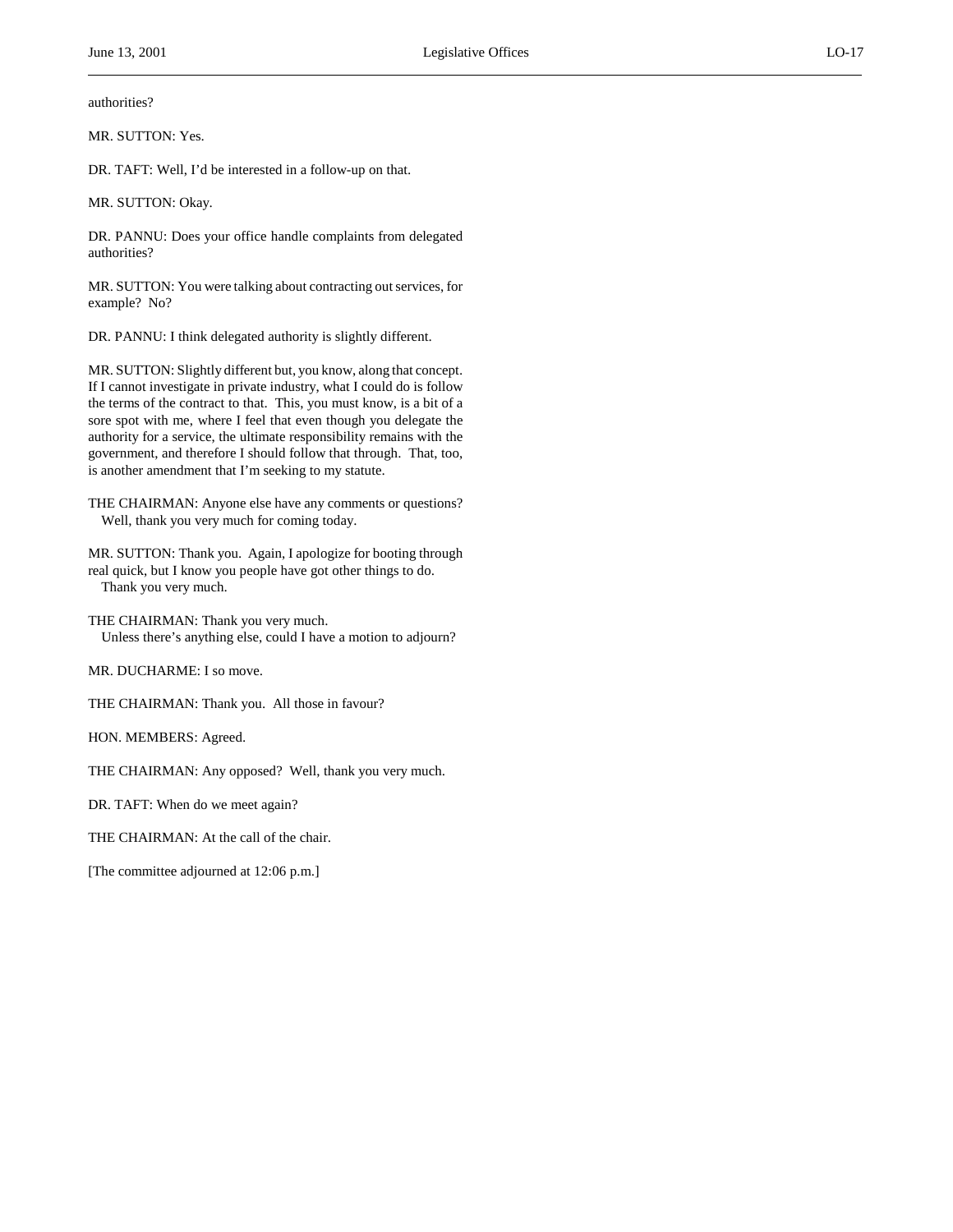authorities?

MR. SUTTON: Yes.

DR. TAFT: Well, I'd be interested in a follow-up on that.

MR. SUTTON: Okay.

DR. PANNU: Does your office handle complaints from delegated authorities?

MR. SUTTON: You were talking about contracting out services, for example? No?

DR. PANNU: I think delegated authority is slightly different.

MR. SUTTON: Slightly different but, you know, along that concept. If I cannot investigate in private industry, what I could do is follow the terms of the contract to that. This, you must know, is a bit of a sore spot with me, where I feel that even though you delegate the authority for a service, the ultimate responsibility remains with the government, and therefore I should follow that through. That, too, is another amendment that I'm seeking to my statute.

THE CHAIRMAN: Anyone else have any comments or questions? Well, thank you very much for coming today.

MR. SUTTON: Thank you. Again, I apologize for booting through real quick, but I know you people have got other things to do. Thank you very much.

THE CHAIRMAN: Thank you very much. Unless there's anything else, could I have a motion to adjourn?

MR. DUCHARME: I so move.

THE CHAIRMAN: Thank you. All those in favour?

HON. MEMBERS: Agreed.

THE CHAIRMAN: Any opposed? Well, thank you very much.

DR. TAFT: When do we meet again?

THE CHAIRMAN: At the call of the chair.

[The committee adjourned at 12:06 p.m.]